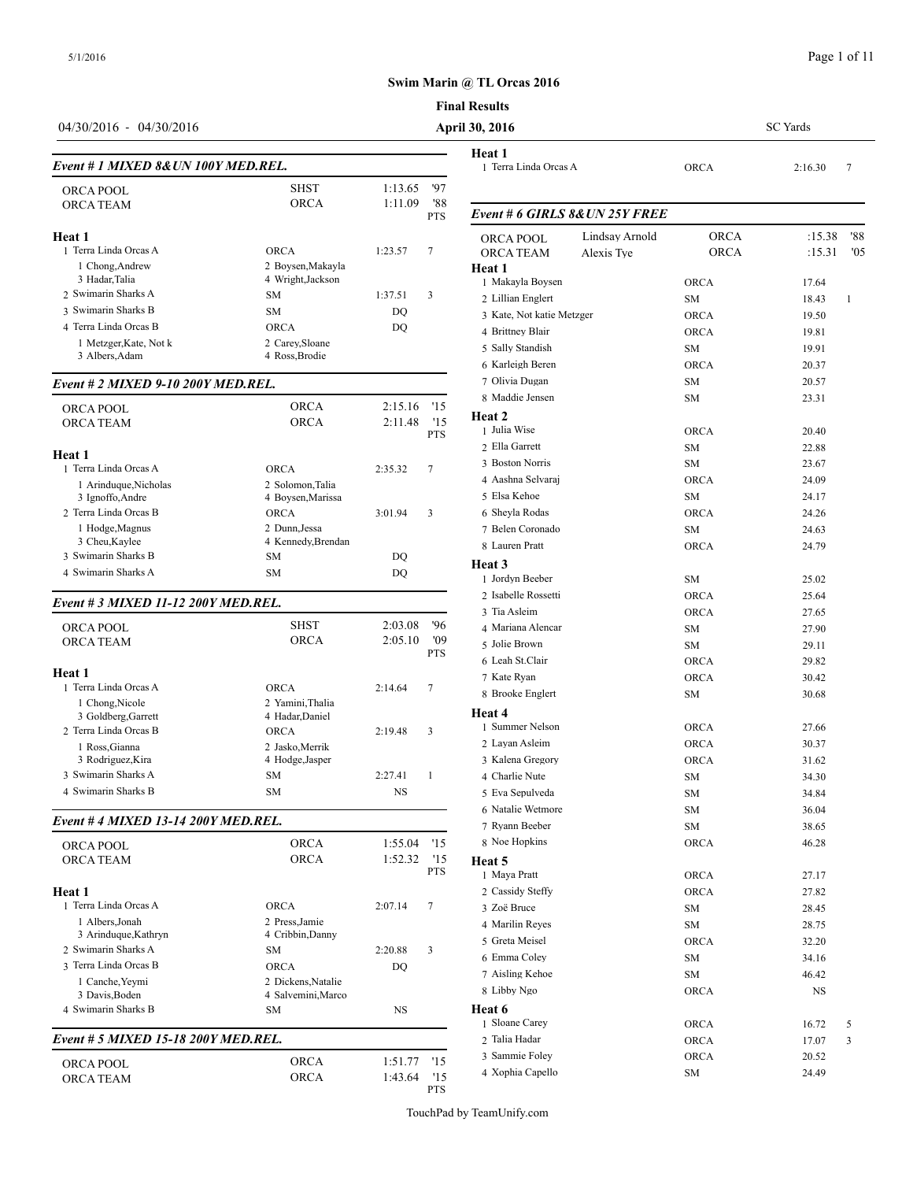**Swim Marin @ TL Orcas 2016**

**Final Results**

04/30/2016 - 04/30/2016 **April 30, 2016** SC Yards

### *Event # 1 MIXED 8&UN 100Y MED.REL.*

| | | | |
|---|---|---|---|
| ORCA POOL | SHST | 1:13.65 | '97 |
| ORCA TEAM | ORCA | 1:11.09 | '88 |
| | | | PTS |

**Heat 1**

| | | | |
|---|---|---|---|
| 1 Terra Linda Orcas A | ORCA | 1:23.57 | 7 |
| 1 Chong,Andrew | 2 Boysen,Makayla | | |
| 3 Hadar,Talia | 4 Wright,Jackson | | |
| 2 Swimarin Sharks A | SM | 1:37.51 | 3 |
| 3 Swimarin Sharks B | SM | DQ | |
| 4 Terra Linda Orcas B | ORCA | DQ | |
| 1 Metzger,Kate, Not k | 2 Carey,Sloane | | |
| 3 Albers,Adam | 4 Ross,Brodie | | |

### *Event # 2 MIXED 9-10 200Y MED.REL.*

| | | | |
|---|---|---|---|
| ORCA POOL | ORCA | 2:15.16 | '15 |
| ORCA TEAM | ORCA | 2:11.48 | '15 |
| | | | PTS |

**Heat 1**

| | | | |
|---|---|---|---|
| 1 Terra Linda Orcas A | ORCA | 2:35.32 | 7 |
| 1 Arinduque,Nicholas | 2 Solomon,Talia | | |
| 3 Ignoffo,Andre | 4 Boysen,Marissa | | |
| 2 Terra Linda Orcas B | ORCA | 3:01.94 | 3 |
| 1 Hodge,Magnus | 2 Dunn,Jessa | | |
| 3 Cheu,Kaylee | 4 Kennedy,Brendan | | |
| 3 Swimarin Sharks B | SM | DQ | |
| 4 Swimarin Sharks A | SM | DQ | |

### *Event # 3 MIXED 11-12 200Y MED.REL.*

| | | | |
|---|---|---|---|
| ORCA POOL | SHST | 2:03.08 | '96 |
| ORCA TEAM | ORCA | 2:05.10 | '09 |
| | | | PTS |

**Heat 1**

| | | | |
|---|---|---|---|
| 1 Terra Linda Orcas A | ORCA | 2:14.64 | 7 |
| 1 Chong,Nicole | 2 Yamini,Thalia | | |
| 3 Goldberg,Garrett | 4 Hadar,Daniel | | |
| 2 Terra Linda Orcas B | ORCA | 2:19.48 | 3 |
| 1 Ross,Gianna | 2 Jasko,Merrik | | |
| 3 Rodriguez,Kira | 4 Hodge,Jasper | | |
| 3 Swimarin Sharks A | SM | 2:27.41 | 1 |
| 4 Swimarin Sharks B | SM | NS | |

### *Event # 4 MIXED 13-14 200Y MED.REL.*

| | | | |
|---|---|---|---|
| ORCA POOL | ORCA | 1:55.04 | '15 |
| ORCA TEAM | ORCA | 1:52.32 | '15 |
| | | | PTS |

**Heat 1**

| | | | |
|---|---|---|---|
| 1 Terra Linda Orcas A | ORCA | 2:07.14 | 7 |
| 1 Albers,Jonah | 2 Press,Jamie | | |
| 3 Arinduque,Kathryn | 4 Cribbin,Danny | | |
| 2 Swimarin Sharks A | SM | 2:20.88 | 3 |
| 3 Terra Linda Orcas B | ORCA | DQ | |
| 1 Canche,Yeymi | 2 Dickens,Natalie | | |
| 3 Davis,Boden | 4 Salvemini,Marco | | |
| 4 Swimarin Sharks B | SM | NS | |

### *Event # 5 MIXED 15-18 200Y MED.REL.*

| | | | |
|---|---|---|---|
| ORCA POOL | ORCA | 1:51.77 | '15 |
| ORCA TEAM | ORCA | 1:43.64 | '15 |
| | | | PTS |

**Heat 1**

| | | | |
|---|---|---|---|
| 1 Terra Linda Orcas A | ORCA | 2:16.30 | 7 |

### *Event # 6 GIRLS 8&UN 25Y FREE*

| | | | | |
|---|---|---|---|---|
| ORCA POOL | Lindsay Arnold | ORCA | :15.38 | '88 |
| ORCA TEAM | Alexis Tye | ORCA | :15.31 | '05 |

**Heat 1**

| | | | |
|---|---|---|---|
| 1 Makayla Boysen | ORCA | 17.64 | |
| 2 Lillian Englert | SM | 18.43 | 1 |
| 3 Kate, Not katie Metzger | ORCA | 19.50 | |
| 4 Brittney Blair | ORCA | 19.81 | |
| 5 Sally Standish | SM | 19.91 | |
| 6 Karleigh Beren | ORCA | 20.37 | |
| 7 Olivia Dugan | SM | 20.57 | |
| 8 Maddie Jensen | SM | 23.31 | |

**Heat 2**

| | | | |
|---|---|---|---|
| 1 Julia Wise | ORCA | 20.40 | |
| 2 Ella Garrett | SM | 22.88 | |
| 3 Boston Norris | SM | 23.67 | |
| 4 Aashna Selvaraj | ORCA | 24.09 | |
| 5 Elsa Kehoe | SM | 24.17 | |
| 6 Sheyla Rodas | ORCA | 24.26 | |
| 7 Belen Coronado | SM | 24.63 | |
| 8 Lauren Pratt | ORCA | 24.79 | |

**Heat 3**

| | | | |
|---|---|---|---|
| 1 Jordyn Beeber | SM | 25.02 | |
| 2 Isabelle Rossetti | ORCA | 25.64 | |
| 3 Tia Asleim | ORCA | 27.65 | |
| 4 Mariana Alencar | SM | 27.90 | |
| 5 Jolie Brown | SM | 29.11 | |
| 6 Leah St.Clair | ORCA | 29.82 | |
| 7 Kate Ryan | ORCA | 30.42 | |
| 8 Brooke Englert | SM | 30.68 | |

**Heat 4**

| | | | |
|---|---|---|---|
| 1 Summer Nelson | ORCA | 27.66 | |
| 2 Layan Asleim | ORCA | 30.37 | |
| 3 Kalena Gregory | ORCA | 31.62 | |
| 4 Charlie Nute | SM | 34.30 | |
| 5 Eva Sepulveda | SM | 34.84 | |
| 6 Natalie Wetmore | SM | 36.04 | |
| 7 Ryann Beeber | SM | 38.65 | |
| 8 Noe Hopkins | ORCA | 46.28 | |

**Heat 5**

| | | | |
|---|---|---|---|
| 1 Maya Pratt | ORCA | 27.17 | |
| 2 Cassidy Steffy | ORCA | 27.82 | |
| 3 Zoë Bruce | SM | 28.45 | |
| 4 Marilin Reyes | SM | 28.75 | |
| 5 Greta Meisel | ORCA | 32.20 | |
| 6 Emma Coley | SM | 34.16 | |
| 7 Aisling Kehoe | SM | 46.42 | |
| 8 Libby Ngo | ORCA | NS | |

**Heat 6**

| | | | |
|---|---|---|---|
| 1 Sloane Carey | ORCA | 16.72 | 5 |
| 2 Talia Hadar | ORCA | 17.07 | 3 |
| 3 Sammie Foley | ORCA | 20.52 | |
| 4 Xophia Capello | SM | 24.49 | |

TouchPad by TeamUnify.com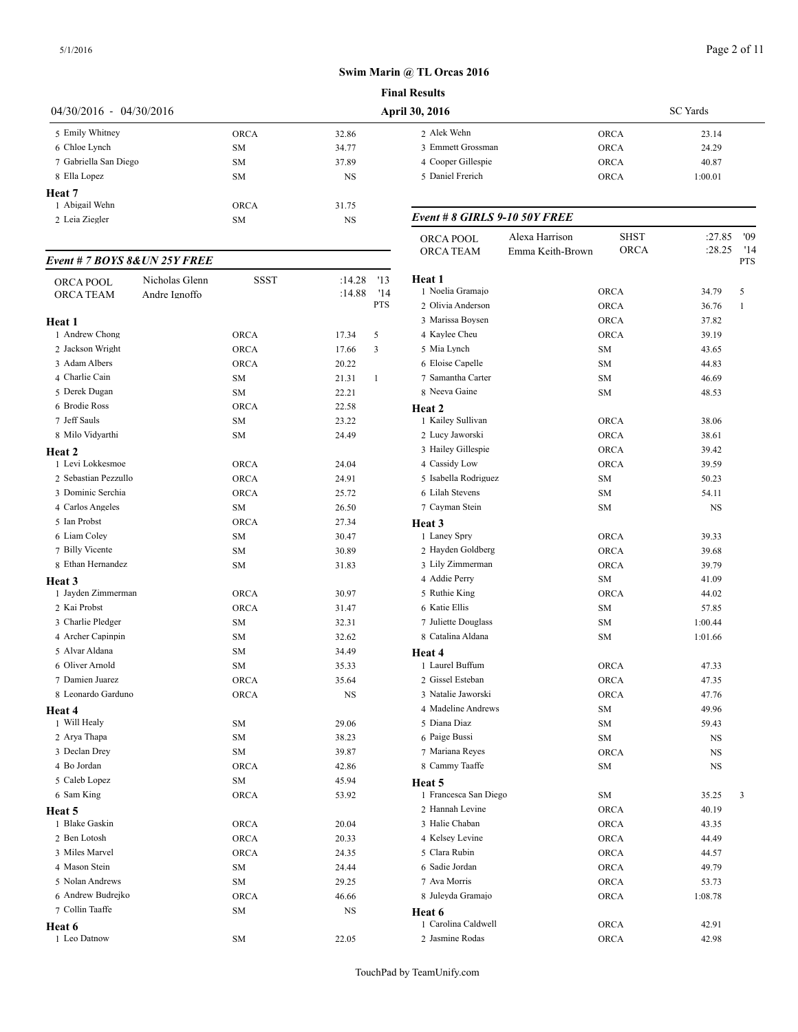# Swim Marin @ TL Orcas 2016

**Final Results**

04/30/2016 - 04/30/2016 | **April 30, 2016** | SC Yards

| | | | |
|---|---|---|---|
| 5 Emily Whitney | ORCA | 32.86 | |
| 6 Chloe Lynch | SM | 34.77 | |
| 7 Gabriella San Diego | SM | 37.89 | |
| 8 Ella Lopez | SM | NS | |

**Heat 7**

| | | | |
|---|---|---|---|
| 1 Abigail Wehn | ORCA | 31.75 | |
| 2 Leia Ziegler | SM | NS | |

### *Event # 7 BOYS 8&UN 25Y FREE*

| | | | | |
|---|---|---|---|---|
| ORCA POOL | Nicholas Glenn | SSST | :14.28 | '13 |
| ORCA TEAM | Andre Ignoffo | | :14.88 | '14 |
| | | | | PTS |

**Heat 1**

| | | | |
|---|---|---|---|
| 1 Andrew Chong | ORCA | 17.34 | 5 |
| 2 Jackson Wright | ORCA | 17.66 | 3 |
| 3 Adam Albers | ORCA | 20.22 | |
| 4 Charlie Cain | SM | 21.31 | 1 |
| 5 Derek Dugan | SM | 22.21 | |
| 6 Brodie Ross | ORCA | 22.58 | |
| 7 Jeff Sauls | SM | 23.22 | |
| 8 Milo Vidyarthi | SM | 24.49 | |

**Heat 2**

| | | | |
|---|---|---|---|
| 1 Levi Lokkesmoe | ORCA | 24.04 | |
| 2 Sebastian Pezzullo | ORCA | 24.91 | |
| 3 Dominic Serchia | ORCA | 25.72 | |
| 4 Carlos Angeles | SM | 26.50 | |
| 5 Ian Probst | ORCA | 27.34 | |
| 6 Liam Coley | SM | 30.47 | |
| 7 Billy Vicente | SM | 30.89 | |
| 8 Ethan Hernandez | SM | 31.83 | |

**Heat 3**

| | | | |
|---|---|---|---|
| 1 Jayden Zimmerman | ORCA | 30.97 | |
| 2 Kai Probst | ORCA | 31.47 | |
| 3 Charlie Pledger | SM | 32.31 | |
| 4 Archer Capinpin | SM | 32.62 | |
| 5 Alvar Aldana | SM | 34.49 | |
| 6 Oliver Arnold | SM | 35.33 | |
| 7 Damien Juarez | ORCA | 35.64 | |
| 8 Leonardo Garduno | ORCA | NS | |

**Heat 4**

| | | | |
|---|---|---|---|
| 1 Will Healy | SM | 29.06 | |
| 2 Arya Thapa | SM | 38.23 | |
| 3 Declan Drey | SM | 39.87 | |
| 4 Bo Jordan | ORCA | 42.86 | |
| 5 Caleb Lopez | SM | 45.94 | |
| 6 Sam King | ORCA | 53.92 | |

**Heat 5**

| | | | |
|---|---|---|---|
| 1 Blake Gaskin | ORCA | 20.04 | |
| 2 Ben Lotosh | ORCA | 20.33 | |
| 3 Miles Marvel | ORCA | 24.35 | |
| 4 Mason Stein | SM | 24.44 | |
| 5 Nolan Andrews | SM | 29.25 | |
| 6 Andrew Budrejko | ORCA | 46.66 | |
| 7 Collin Taaffe | SM | NS | |

**Heat 6**

| | | | |
|---|---|---|---|
| 1 Leo Datnow | SM | 22.05 | |
| 2 Alek Wehn | ORCA | 23.14 | |
| 3 Emmett Grossman | ORCA | 24.29 | |
| 4 Cooper Gillespie | ORCA | 40.87 | |
| 5 Daniel Frerich | ORCA | 1:00.01 | |

### *Event # 8 GIRLS 9-10 50Y FREE*

| | | | | |
|---|---|---|---|---|
| ORCA POOL | Alexa Harrison | SHST | :27.85 | '09 |
| ORCA TEAM | Emma Keith-Brown | ORCA | :28.25 | '14 |
| | | | | PTS |

**Heat 1**

| | | | |
|---|---|---|---|
| 1 Noelia Gramajo | ORCA | 34.79 | 5 |
| 2 Olivia Anderson | ORCA | 36.76 | 1 |
| 3 Marissa Boysen | ORCA | 37.82 | |
| 4 Kaylee Cheu | ORCA | 39.19 | |
| 5 Mia Lynch | SM | 43.65 | |
| 6 Eloise Capelle | SM | 44.83 | |
| 7 Samantha Carter | SM | 46.69 | |
| 8 Neeva Gaine | SM | 48.53 | |

**Heat 2**

| | | | |
|---|---|---|---|
| 1 Kailey Sullivan | ORCA | 38.06 | |
| 2 Lucy Jaworski | ORCA | 38.61 | |
| 3 Hailey Gillespie | ORCA | 39.42 | |
| 4 Cassidy Low | ORCA | 39.59 | |
| 5 Isabella Rodriguez | SM | 50.23 | |
| 6 Lilah Stevens | SM | 54.11 | |
| 7 Cayman Stein | SM | NS | |

**Heat 3**

| | | | |
|---|---|---|---|
| 1 Laney Spry | ORCA | 39.33 | |
| 2 Hayden Goldberg | ORCA | 39.68 | |
| 3 Lily Zimmerman | ORCA | 39.79 | |
| 4 Addie Perry | SM | 41.09 | |
| 5 Ruthie King | ORCA | 44.02 | |
| 6 Katie Ellis | SM | 57.85 | |
| 7 Juliette Douglass | SM | 1:00.44 | |
| 8 Catalina Aldana | SM | 1:01.66 | |

**Heat 4**

| | | | |
|---|---|---|---|
| 1 Laurel Buffum | ORCA | 47.33 | |
| 2 Gissel Esteban | ORCA | 47.35 | |
| 3 Natalie Jaworski | ORCA | 47.76 | |
| 4 Madeline Andrews | SM | 49.96 | |
| 5 Diana Diaz | SM | 59.43 | |
| 6 Paige Bussi | SM | NS | |
| 7 Mariana Reyes | ORCA | NS | |
| 8 Cammy Taaffe | SM | NS | |

**Heat 5**

| | | | |
|---|---|---|---|
| 1 Francesca San Diego | SM | 35.25 | 3 |
| 2 Hannah Levine | ORCA | 40.19 | |
| 3 Halie Chaban | ORCA | 43.35 | |
| 4 Kelsey Levine | ORCA | 44.49 | |
| 5 Clara Rubin | ORCA | 44.57 | |
| 6 Sadie Jordan | ORCA | 49.79 | |
| 7 Ava Morris | ORCA | 53.73 | |
| 8 Juleyda Gramajo | ORCA | 1:08.78 | |

**Heat 6**

| | | | |
|---|---|---|---|
| 1 Carolina Caldwell | ORCA | 42.91 | |
| 2 Jasmine Rodas | ORCA | 42.98 | |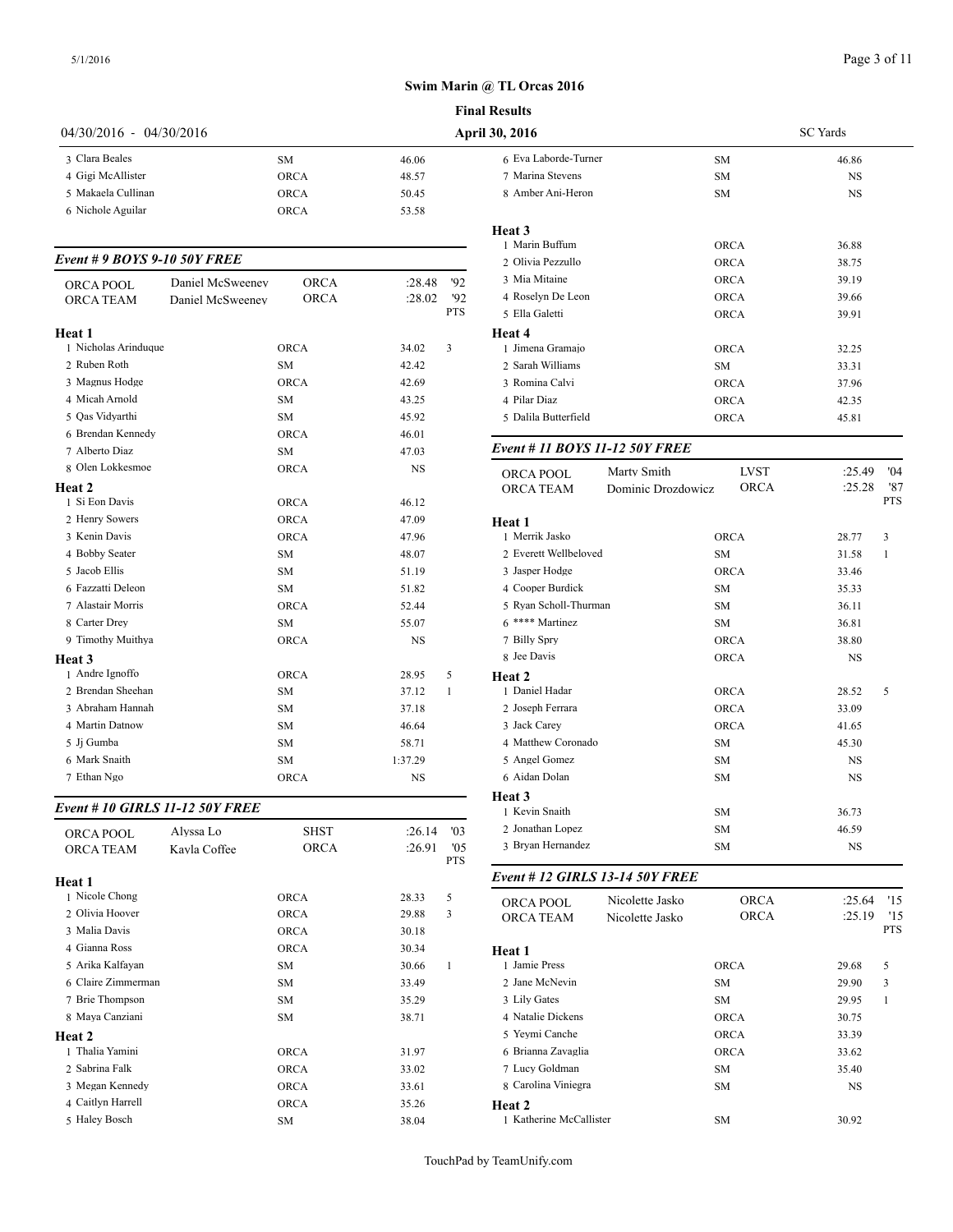# Swim Marin @ TL Orcas 2016

## Final Results

04/30/2016 - 04/30/2016 — April 30, 2016 — SC Yards

| | | | |
|---|---|---|---|
| 3 Clara Beales | SM | 46.06 | |
| 4 Gigi McAllister | ORCA | 48.57 | |
| 5 Makaela Cullinan | ORCA | 50.45 | |
| 6 Nichole Aguilar | ORCA | 53.58 | |

### *Event # 9 BOYS 9-10 50Y FREE*

| | | | | |
|---|---|---|---|---|
| ORCA POOL | Daniel McSweeney | ORCA | :28.48 | '92 |
| ORCA TEAM | Daniel McSweeney | ORCA | :28.02 | '92 |
| | | | | PTS |

**Heat 1**

| | | | |
|---|---|---|---|
| 1 Nicholas Arinduque | ORCA | 34.02 | 3 |
| 2 Ruben Roth | SM | 42.42 | |
| 3 Magnus Hodge | ORCA | 42.69 | |
| 4 Micah Arnold | SM | 43.25 | |
| 5 Qas Vidyarthi | SM | 45.92 | |
| 6 Brendan Kennedy | ORCA | 46.01 | |
| 7 Alberto Diaz | SM | 47.03 | |
| 8 Olen Lokkesmoe | ORCA | NS | |

**Heat 2**

| | | | |
|---|---|---|---|
| 1 Si Eon Davis | ORCA | 46.12 | |
| 2 Henry Sowers | ORCA | 47.09 | |
| 3 Kenin Davis | ORCA | 47.96 | |
| 4 Bobby Seater | SM | 48.07 | |
| 5 Jacob Ellis | SM | 51.19 | |
| 6 Fazzatti Deleon | SM | 51.82 | |
| 7 Alastair Morris | ORCA | 52.44 | |
| 8 Carter Drey | SM | 55.07 | |
| 9 Timothy Muithya | ORCA | NS | |

**Heat 3**

| | | | |
|---|---|---|---|
| 1 Andre Ignoffo | ORCA | 28.95 | 5 |
| 2 Brendan Sheehan | SM | 37.12 | 1 |
| 3 Abraham Hannah | SM | 37.18 | |
| 4 Martin Datnow | SM | 46.64 | |
| 5 Jj Gumba | SM | 58.71 | |
| 6 Mark Snaith | SM | 1:37.29 | |
| 7 Ethan Ngo | ORCA | NS | |

### *Event # 10 GIRLS 11-12 50Y FREE*

| | | | | |
|---|---|---|---|---|
| ORCA POOL | Alyssa Lo | SHST | :26.14 | '03 |
| ORCA TEAM | Kayla Coffee | ORCA | :26.91 | '05 |
| | | | | PTS |

**Heat 1**

| | | | |
|---|---|---|---|
| 1 Nicole Chong | ORCA | 28.33 | 5 |
| 2 Olivia Hoover | ORCA | 29.88 | 3 |
| 3 Malia Davis | ORCA | 30.18 | |
| 4 Gianna Ross | ORCA | 30.34 | |
| 5 Arika Kalfayan | SM | 30.66 | 1 |
| 6 Claire Zimmerman | SM | 33.49 | |
| 7 Brie Thompson | SM | 35.29 | |
| 8 Maya Canziani | SM | 38.71 | |

**Heat 2**

| | | | |
|---|---|---|---|
| 1 Thalia Yamini | ORCA | 31.97 | |
| 2 Sabrina Falk | ORCA | 33.02 | |
| 3 Megan Kennedy | ORCA | 33.61 | |
| 4 Caitlyn Harrell | ORCA | 35.26 | |
| 5 Haley Bosch | SM | 38.04 | |
| 6 Eva Laborde-Turner | SM | 46.86 | |
| 7 Marina Stevens | SM | NS | |
| 8 Amber Ani-Heron | SM | NS | |

**Heat 3**

| | | | |
|---|---|---|---|
| 1 Marin Buffum | ORCA | 36.88 | |
| 2 Olivia Pezzullo | ORCA | 38.75 | |
| 3 Mia Mitaine | ORCA | 39.19 | |
| 4 Roselyn De Leon | ORCA | 39.66 | |
| 5 Ella Galetti | ORCA | 39.91 | |

**Heat 4**

| | | | |
|---|---|---|---|
| 1 Jimena Gramajo | ORCA | 32.25 | |
| 2 Sarah Williams | SM | 33.31 | |
| 3 Romina Calvi | ORCA | 37.96 | |
| 4 Pilar Diaz | ORCA | 42.35 | |
| 5 Dalila Butterfield | ORCA | 45.81 | |

### *Event # 11 BOYS 11-12 50Y FREE*

| | | | | |
|---|---|---|---|---|
| ORCA POOL | Marty Smith | LVST | :25.49 | '04 |
| ORCA TEAM | Dominic Drozdowicz | ORCA | :25.28 | '87 |
| | | | | PTS |

**Heat 1**

| | | | |
|---|---|---|---|
| 1 Merrik Jasko | ORCA | 28.77 | 3 |
| 2 Everett Wellbeloved | SM | 31.58 | 1 |
| 3 Jasper Hodge | ORCA | 33.46 | |
| 4 Cooper Burdick | SM | 35.33 | |
| 5 Ryan Scholl-Thurman | SM | 36.11 | |
| 6 **** Martinez | SM | 36.81 | |
| 7 Billy Spry | ORCA | 38.80 | |
| 8 Jee Davis | ORCA | NS | |

**Heat 2**

| | | | |
|---|---|---|---|
| 1 Daniel Hadar | ORCA | 28.52 | 5 |
| 2 Joseph Ferrara | ORCA | 33.09 | |
| 3 Jack Carey | ORCA | 41.65 | |
| 4 Matthew Coronado | SM | 45.30 | |
| 5 Angel Gomez | SM | NS | |
| 6 Aidan Dolan | SM | NS | |

**Heat 3**

| | | | |
|---|---|---|---|
| 1 Kevin Snaith | SM | 36.73 | |
| 2 Jonathan Lopez | SM | 46.59 | |
| 3 Bryan Hernandez | SM | NS | |

### *Event # 12 GIRLS 13-14 50Y FREE*

| | | | | |
|---|---|---|---|---|
| ORCA POOL | Nicolette Jasko | ORCA | :25.64 | '15 |
| ORCA TEAM | Nicolette Jasko | ORCA | :25.19 | '15 |
| | | | | PTS |

**Heat 1**

| | | | |
|---|---|---|---|
| 1 Jamie Press | ORCA | 29.68 | 5 |
| 2 Jane McNevin | SM | 29.90 | 3 |
| 3 Lily Gates | SM | 29.95 | 1 |
| 4 Natalie Dickens | ORCA | 30.75 | |
| 5 Yeymi Canche | ORCA | 33.39 | |
| 6 Brianna Zavaglia | ORCA | 33.62 | |
| 7 Lucy Goldman | SM | 35.40 | |
| 8 Carolina Viniegra | SM | NS | |

**Heat 2**

| | | | |
|---|---|---|---|
| 1 Katherine McCallister | SM | 30.92 | |

TouchPad by TeamUnify.com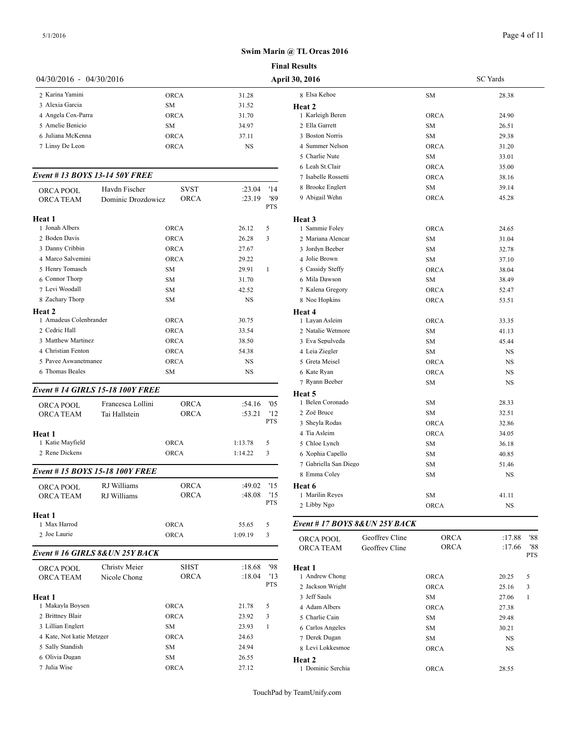# Swim Marin @ TL Orcas 2016

## Final Results

04/30/2016 - 04/30/2016 **April 30, 2016** SC Yards

| | | | | |
|---|---|---|---|---|
| 2 | Karina Yamini | ORCA | 31.28 | |
| 3 | Alexia Garcia | SM | 31.52 | |
| 4 | Angela Cox-Parra | ORCA | 31.70 | |
| 5 | Amelie Benicio | SM | 34.97 | |
| 6 | Juliana McKenna | ORCA | 37.11 | |
| 7 | Linsy De Leon | ORCA | NS | |

### *Event # 13 BOYS 13-14 50Y FREE*

| | | | | |
|---|---|---|---|---|
| ORCA POOL | Haydn Fischer | SVST | :23.04 | '14 |
| ORCA TEAM | Dominic Drozdowicz | ORCA | :23.19 | '89 |
| | | | | PTS |

**Heat 1**

| | | | | |
|---|---|---|---|---|
| 1 | Jonah Albers | ORCA | 26.12 | 5 |
| 2 | Boden Davis | ORCA | 26.28 | 3 |
| 3 | Danny Cribbin | ORCA | 27.67 | |
| 4 | Marco Salvemini | ORCA | 29.22 | |
| 5 | Henry Tomasch | SM | 29.91 | 1 |
| 6 | Connor Thorp | SM | 31.70 | |
| 7 | Levi Woodall | SM | 42.52 | |
| 8 | Zachary Thorp | SM | NS | |

**Heat 2**

| | | | | |
|---|---|---|---|---|
| 1 | Amadeus Colenbrander | ORCA | 30.75 | |
| 2 | Cedric Hall | ORCA | 33.54 | |
| 3 | Matthew Martinez | ORCA | 38.50 | |
| 4 | Christian Fenton | ORCA | 54.38 | |
| 5 | Pavee Aswanetmanee | ORCA | NS | |
| 6 | Thomas Beales | SM | NS | |

### *Event # 14 GIRLS 15-18 100Y FREE*

| | | | | |
|---|---|---|---|---|
| ORCA POOL | Francesca Lollini | ORCA | :54.16 | '05 |
| ORCA TEAM | Tai Hallstein | ORCA | :53.21 | '12 |
| | | | | PTS |

**Heat 1**

| | | | | |
|---|---|---|---|---|
| 1 | Katie Mayfield | ORCA | 1:13.78 | 5 |
| 2 | Rene Dickens | ORCA | 1:14.22 | 3 |

### *Event # 15 BOYS 15-18 100Y FREE*

| | | | | |
|---|---|---|---|---|
| ORCA POOL | RJ Williams | ORCA | :49.02 | '15 |
| ORCA TEAM | RJ Williams | ORCA | :48.08 | '15 |
| | | | | PTS |

**Heat 1**

| | | | | |
|---|---|---|---|---|
| 1 | Max Harrod | ORCA | 55.65 | 5 |
| 2 | Joe Laurie | ORCA | 1:09.19 | 3 |

### *Event # 16 GIRLS 8&UN 25Y BACK*

| | | | | |
|---|---|---|---|---|
| ORCA POOL | Christy Meier | SHST | :18.68 | '98 |
| ORCA TEAM | Nicole Chong | ORCA | :18.04 | '13 |
| | | | | PTS |

**Heat 1**

| | | | | |
|---|---|---|---|---|
| 1 | Makayla Boysen | ORCA | 21.78 | 5 |
| 2 | Brittney Blair | ORCA | 23.92 | 3 |
| 3 | Lillian Englert | SM | 23.93 | 1 |
| 4 | Kate, Not katie Metzger | ORCA | 24.63 | |
| 5 | Sally Standish | SM | 24.94 | |
| 6 | Olivia Dugan | SM | 26.55 | |
| 7 | Julia Wise | ORCA | 27.12 | |
| 8 | Elsa Kehoe | SM | 28.38 | |

**Heat 2**

| | | | |
|---|---|---|---|
| 1 | Karleigh Beren | ORCA | 24.90 |
| 2 | Ella Garrett | SM | 26.51 |
| 3 | Boston Norris | SM | 29.38 |
| 4 | Summer Nelson | ORCA | 31.20 |
| 5 | Charlie Nute | SM | 33.01 |
| 6 | Leah St.Clair | ORCA | 35.00 |
| 7 | Isabelle Rossetti | ORCA | 38.16 |
| 8 | Brooke Englert | SM | 39.14 |
| 9 | Abigail Wehn | ORCA | 45.28 |

**Heat 3**

| | | | |
|---|---|---|---|
| 1 | Sammie Foley | ORCA | 24.65 |
| 2 | Mariana Alencar | SM | 31.04 |
| 3 | Jordyn Beeber | SM | 32.78 |
| 4 | Jolie Brown | SM | 37.10 |
| 5 | Cassidy Steffy | ORCA | 38.04 |
| 6 | Mila Dawson | SM | 38.49 |
| 7 | Kalena Gregory | ORCA | 52.47 |
| 8 | Noe Hopkins | ORCA | 53.51 |

**Heat 4**

| | | | |
|---|---|---|---|
| 1 | Layan Asleim | ORCA | 33.35 |
| 2 | Natalie Wetmore | SM | 41.13 |
| 3 | Eva Sepulveda | SM | 45.44 |
| 4 | Leia Ziegler | SM | NS |
| 5 | Greta Meisel | ORCA | NS |
| 6 | Kate Ryan | ORCA | NS |
| 7 | Ryann Beeber | SM | NS |

**Heat 5**

| | | | |
|---|---|---|---|
| 1 | Belen Coronado | SM | 28.33 |
| 2 | Zoë Bruce | SM | 32.51 |
| 3 | Sheyla Rodas | ORCA | 32.86 |
| 4 | Tia Asleim | ORCA | 34.05 |
| 5 | Chloe Lynch | SM | 36.18 |
| 6 | Xophia Capello | SM | 40.85 |
| 7 | Gabriella San Diego | SM | 51.46 |
| 8 | Emma Coley | SM | NS |

**Heat 6**

| | | | |
|---|---|---|---|
| 1 | Marilin Reyes | SM | 41.11 |
| 2 | Libby Ngo | ORCA | NS |

### *Event # 17 BOYS 8&UN 25Y BACK*

| | | | | |
|---|---|---|---|---|
| ORCA POOL | Geoffrey Cline | ORCA | :17.88 | '88 |
| ORCA TEAM | Geoffrey Cline | ORCA | :17.66 | '88 |
| | | | | PTS |

**Heat 1**

| | | | | |
|---|---|---|---|---|
| 1 | Andrew Chong | ORCA | 20.25 | 5 |
| 2 | Jackson Wright | ORCA | 25.16 | 3 |
| 3 | Jeff Sauls | SM | 27.06 | 1 |
| 4 | Adam Albers | ORCA | 27.38 | |
| 5 | Charlie Cain | SM | 29.48 | |
| 6 | Carlos Angeles | SM | 30.21 | |
| 7 | Derek Dugan | SM | NS | |
| 8 | Levi Lokkesmoe | ORCA | NS | |

**Heat 2**

| | | | |
|---|---|---|---|
| 1 | Dominic Serchia | ORCA | 28.55 |

TouchPad by TeamUnify.com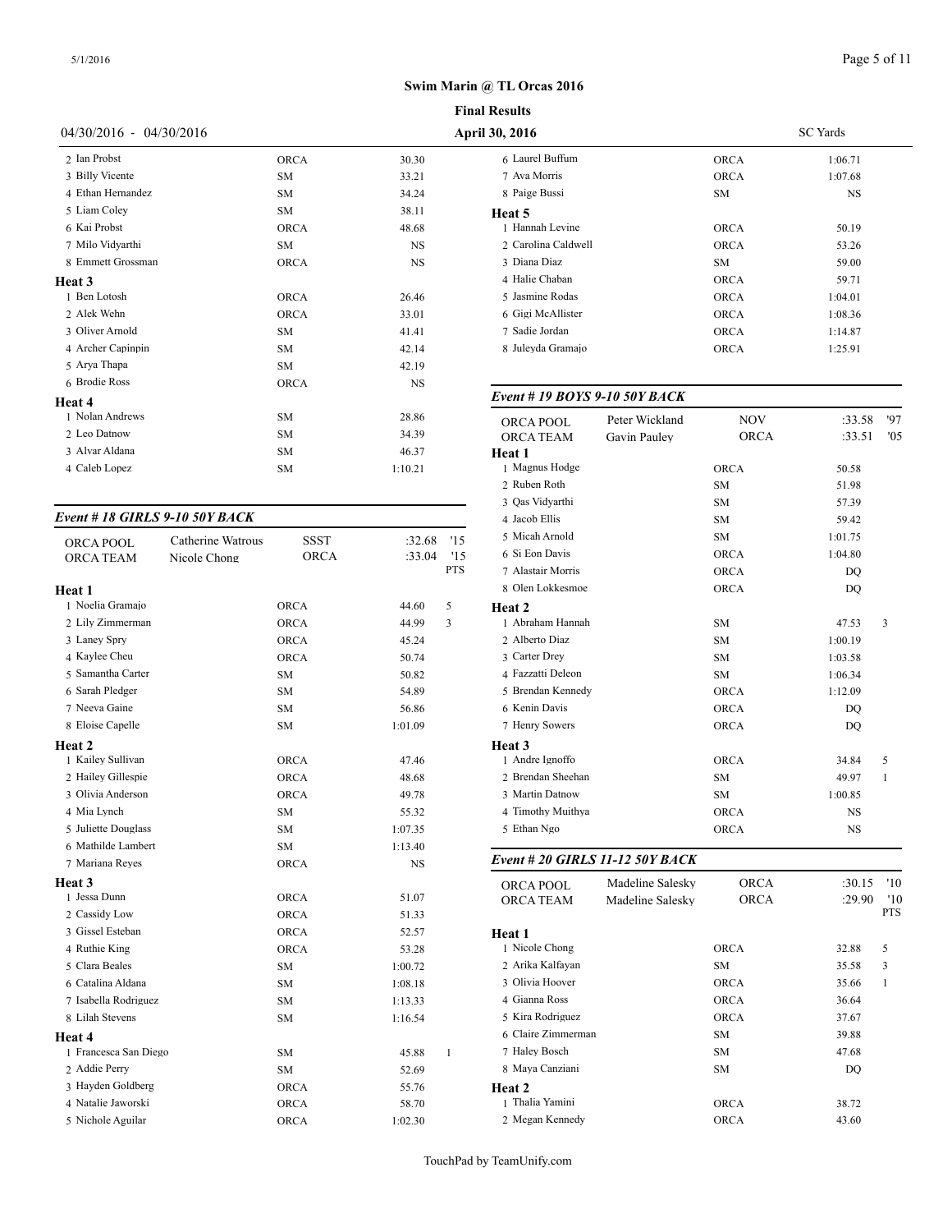# Swim Marin @ TL Orcas 2016

## Final Results

04/30/2016 - 04/30/2016 — April 30, 2016 — SC Yards

| | | | |
|---|---|---|---|
| 2 Ian Probst | ORCA | 30.30 | |
| 3 Billy Vicente | SM | 33.21 | |
| 4 Ethan Hernandez | SM | 34.24 | |
| 5 Liam Coley | SM | 38.11 | |
| 6 Kai Probst | ORCA | 48.68 | |
| 7 Milo Vidyarthi | SM | NS | |
| 8 Emmett Grossman | ORCA | NS | |
| **Heat 3** | | | |
| 1 Ben Lotosh | ORCA | 26.46 | |
| 2 Alek Wehn | ORCA | 33.01 | |
| 3 Oliver Arnold | SM | 41.41 | |
| 4 Archer Capinpin | SM | 42.14 | |
| 5 Arya Thapa | SM | 42.19 | |
| 6 Brodie Ross | ORCA | NS | |
| **Heat 4** | | | |
| 1 Nolan Andrews | SM | 28.86 | |
| 2 Leo Datnow | SM | 34.39 | |
| 3 Alvar Aldana | SM | 46.37 | |
| 4 Caleb Lopez | SM | 1:10.21 | |

### Event # 18 GIRLS 9-10 50Y BACK

| | | | | |
|---|---|---|---|---|
| ORCA POOL | Catherine Watrous | SSST | :32.68 | '15 |
| ORCA TEAM | Nicole Chong | ORCA | :33.04 | '15 |
| | | | | PTS |
| **Heat 1** | | | | |
| 1 Noelia Gramajo | | ORCA | 44.60 | 5 |
| 2 Lily Zimmerman | | ORCA | 44.99 | 3 |
| 3 Laney Spry | | ORCA | 45.24 | |
| 4 Kaylee Cheu | | ORCA | 50.74 | |
| 5 Samantha Carter | | SM | 50.82 | |
| 6 Sarah Pledger | | SM | 54.89 | |
| 7 Neeva Gaine | | SM | 56.86 | |
| 8 Eloise Capelle | | SM | 1:01.09 | |
| **Heat 2** | | | | |
| 1 Kailey Sullivan | | ORCA | 47.46 | |
| 2 Hailey Gillespie | | ORCA | 48.68 | |
| 3 Olivia Anderson | | ORCA | 49.78 | |
| 4 Mia Lynch | | SM | 55.32 | |
| 5 Juliette Douglass | | SM | 1:07.35 | |
| 6 Mathilde Lambert | | SM | 1:13.40 | |
| 7 Mariana Reyes | | ORCA | NS | |
| **Heat 3** | | | | |
| 1 Jessa Dunn | | ORCA | 51.07 | |
| 2 Cassidy Low | | ORCA | 51.33 | |
| 3 Gissel Esteban | | ORCA | 52.57 | |
| 4 Ruthie King | | ORCA | 53.28 | |
| 5 Clara Beales | | SM | 1:00.72 | |
| 6 Catalina Aldana | | SM | 1:08.18 | |
| 7 Isabella Rodriguez | | SM | 1:13.33 | |
| 8 Lilah Stevens | | SM | 1:16.54 | |
| **Heat 4** | | | | |
| 1 Francesca San Diego | | SM | 45.88 | 1 |
| 2 Addie Perry | | SM | 52.69 | |
| 3 Hayden Goldberg | | ORCA | 55.76 | |
| 4 Natalie Jaworski | | ORCA | 58.70 | |
| 5 Nichole Aguilar | | ORCA | 1:02.30 | |
| 6 Laurel Buffum | | ORCA | 1:06.71 | |
| 7 Ava Morris | | ORCA | 1:07.68 | |
| 8 Paige Bussi | | SM | NS | |
| **Heat 5** | | | | |
| 1 Hannah Levine | | ORCA | 50.19 | |
| 2 Carolina Caldwell | | ORCA | 53.26 | |
| 3 Diana Diaz | | SM | 59.00 | |
| 4 Halie Chaban | | ORCA | 59.71 | |
| 5 Jasmine Rodas | | ORCA | 1:04.01 | |
| 6 Gigi McAllister | | ORCA | 1:08.36 | |
| 7 Sadie Jordan | | ORCA | 1:14.87 | |
| 8 Juleyda Gramajo | | ORCA | 1:25.91 | |

### Event # 19 BOYS 9-10 50Y BACK

| | | | | |
|---|---|---|---|---|
| ORCA POOL | Peter Wickland | NOV | :33.58 | '97 |
| ORCA TEAM | Gavin Pauley | ORCA | :33.51 | '05 |
| **Heat 1** | | | | |
| 1 Magnus Hodge | | ORCA | 50.58 | |
| 2 Ruben Roth | | SM | 51.98 | |
| 3 Qas Vidyarthi | | SM | 57.39 | |
| 4 Jacob Ellis | | SM | 59.42 | |
| 5 Micah Arnold | | SM | 1:01.75 | |
| 6 Si Eon Davis | | ORCA | 1:04.80 | |
| 7 Alastair Morris | | ORCA | DQ | |
| 8 Olen Lokkesmoe | | ORCA | DQ | |
| **Heat 2** | | | | |
| 1 Abraham Hannah | | SM | 47.53 | 3 |
| 2 Alberto Diaz | | SM | 1:00.19 | |
| 3 Carter Drey | | SM | 1:03.58 | |
| 4 Fazzatti Deleon | | SM | 1:06.34 | |
| 5 Brendan Kennedy | | ORCA | 1:12.09 | |
| 6 Kenin Davis | | ORCA | DQ | |
| 7 Henry Sowers | | ORCA | DQ | |
| **Heat 3** | | | | |
| 1 Andre Ignoffo | | ORCA | 34.84 | 5 |
| 2 Brendan Sheehan | | SM | 49.97 | 1 |
| 3 Martin Datnow | | SM | 1:00.85 | |
| 4 Timothy Muithya | | ORCA | NS | |
| 5 Ethan Ngo | | ORCA | NS | |

### Event # 20 GIRLS 11-12 50Y BACK

| | | | | |
|---|---|---|---|---|
| ORCA POOL | Madeline Salesky | ORCA | :30.15 | '10 |
| ORCA TEAM | Madeline Salesky | ORCA | :29.90 | '10 |
| | | | | PTS |
| **Heat 1** | | | | |
| 1 Nicole Chong | | ORCA | 32.88 | 5 |
| 2 Arika Kalfayan | | SM | 35.58 | 3 |
| 3 Olivia Hoover | | ORCA | 35.66 | 1 |
| 4 Gianna Ross | | ORCA | 36.64 | |
| 5 Kira Rodriguez | | ORCA | 37.67 | |
| 6 Claire Zimmerman | | SM | 39.88 | |
| 7 Haley Bosch | | SM | 47.68 | |
| 8 Maya Canziani | | SM | DQ | |
| **Heat 2** | | | | |
| 1 Thalia Yamini | | ORCA | 38.72 | |
| 2 Megan Kennedy | | ORCA | 43.60 | |

TouchPad by TeamUnify.com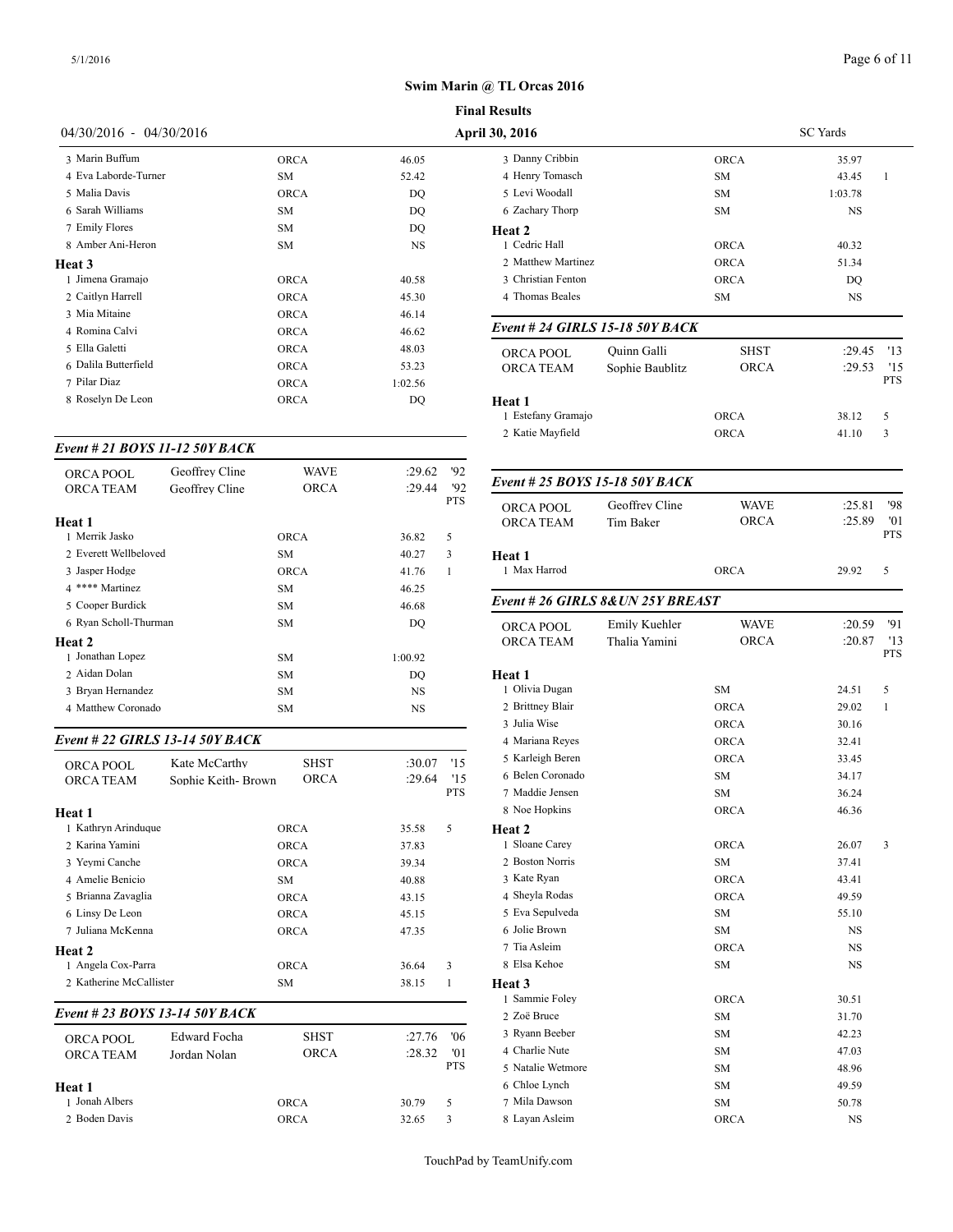Swim Marin @ TL Orcas 2016

Final Results

04/30/2016 - 04/30/2016 — April 30, 2016 — SC Yards

| | | | |
|---|---|---|---|
| 3 Marin Buffum | ORCA | 46.05 | |
| 4 Eva Laborde-Turner | SM | 52.42 | |
| 5 Malia Davis | ORCA | DQ | |
| 6 Sarah Williams | SM | DQ | |
| 7 Emily Flores | SM | DQ | |
| 8 Amber Ani-Heron | SM | NS | |
| **Heat 3** | | | |
| 1 Jimena Gramajo | ORCA | 40.58 | |
| 2 Caitlyn Harrell | ORCA | 45.30 | |
| 3 Mia Mitaine | ORCA | 46.14 | |
| 4 Romina Calvi | ORCA | 46.62 | |
| 5 Ella Galetti | ORCA | 48.03 | |
| 6 Dalila Butterfield | ORCA | 53.23 | |
| 7 Pilar Diaz | ORCA | 1:02.56 | |
| 8 Roselyn De Leon | ORCA | DQ | |

### Event # 21 BOYS 11-12 50Y BACK

| | | | | |
|---|---|---|---|---|
| ORCA POOL | Geoffrey Cline | WAVE | :29.62 | '92 |
| ORCA TEAM | Geoffrey Cline | ORCA | :29.44 | '92 PTS |
| **Heat 1** | | | | |
| 1 Merrik Jasko | | ORCA | 36.82 | 5 |
| 2 Everett Wellbeloved | | SM | 40.27 | 3 |
| 3 Jasper Hodge | | ORCA | 41.76 | 1 |
| 4 **** Martinez | | SM | 46.25 | |
| 5 Cooper Burdick | | SM | 46.68 | |
| 6 Ryan Scholl-Thurman | | SM | DQ | |
| **Heat 2** | | | | |
| 1 Jonathan Lopez | | SM | 1:00.92 | |
| 2 Aidan Dolan | | SM | DQ | |
| 3 Bryan Hernandez | | SM | NS | |
| 4 Matthew Coronado | | SM | NS | |

### Event # 22 GIRLS 13-14 50Y BACK

| | | | | |
|---|---|---|---|---|
| ORCA POOL | Kate McCarthy | SHST | :30.07 | '15 |
| ORCA TEAM | Sophie Keith- Brown | ORCA | :29.64 | '15 PTS |
| **Heat 1** | | | | |
| 1 Kathryn Arinduque | | ORCA | 35.58 | 5 |
| 2 Karina Yamini | | ORCA | 37.83 | |
| 3 Yeymi Canche | | ORCA | 39.34 | |
| 4 Amelie Benicio | | SM | 40.88 | |
| 5 Brianna Zavaglia | | ORCA | 43.15 | |
| 6 Linsy De Leon | | ORCA | 45.15 | |
| 7 Juliana McKenna | | ORCA | 47.35 | |
| **Heat 2** | | | | |
| 1 Angela Cox-Parra | | ORCA | 36.64 | 3 |
| 2 Katherine McCallister | | SM | 38.15 | 1 |

### Event # 23 BOYS 13-14 50Y BACK

| | | | | |
|---|---|---|---|---|
| ORCA POOL | Edward Focha | SHST | :27.76 | '06 |
| ORCA TEAM | Jordan Nolan | ORCA | :28.32 | '01 PTS |
| **Heat 1** | | | | |
| 1 Jonah Albers | | ORCA | 30.79 | 5 |
| 2 Boden Davis | | ORCA | 32.65 | 3 |
| 3 Danny Cribbin | | ORCA | 35.97 | |
| 4 Henry Tomasch | | SM | 43.45 | 1 |
| 5 Levi Woodall | | SM | 1:03.78 | |
| 6 Zachary Thorp | | SM | NS | |
| **Heat 2** | | | | |
| 1 Cedric Hall | | ORCA | 40.32 | |
| 2 Matthew Martinez | | ORCA | 51.34 | |
| 3 Christian Fenton | | ORCA | DQ | |
| 4 Thomas Beales | | SM | NS | |

### Event # 24 GIRLS 15-18 50Y BACK

| | | | | |
|---|---|---|---|---|
| ORCA POOL | Quinn Galli | SHST | :29.45 | '13 |
| ORCA TEAM | Sophie Baublitz | ORCA | :29.53 | '15 PTS |
| **Heat 1** | | | | |
| 1 Estefany Gramajo | | ORCA | 38.12 | 5 |
| 2 Katie Mayfield | | ORCA | 41.10 | 3 |

### Event # 25 BOYS 15-18 50Y BACK

| | | | | |
|---|---|---|---|---|
| ORCA POOL | Geoffrey Cline | WAVE | :25.81 | '98 |
| ORCA TEAM | Tim Baker | ORCA | :25.89 | '01 PTS |
| **Heat 1** | | | | |
| 1 Max Harrod | | ORCA | 29.92 | 5 |

### Event # 26 GIRLS 8&UN 25Y BREAST

| | | | | |
|---|---|---|---|---|
| ORCA POOL | Emily Kuehler | WAVE | :20.59 | '91 |
| ORCA TEAM | Thalia Yamini | ORCA | :20.87 | '13 PTS |
| **Heat 1** | | | | |
| 1 Olivia Dugan | | SM | 24.51 | 5 |
| 2 Brittney Blair | | ORCA | 29.02 | 1 |
| 3 Julia Wise | | ORCA | 30.16 | |
| 4 Mariana Reyes | | ORCA | 32.41 | |
| 5 Karleigh Beren | | ORCA | 33.45 | |
| 6 Belen Coronado | | SM | 34.17 | |
| 7 Maddie Jensen | | SM | 36.24 | |
| 8 Noe Hopkins | | ORCA | 46.36 | |
| **Heat 2** | | | | |
| 1 Sloane Carey | | ORCA | 26.07 | 3 |
| 2 Boston Norris | | SM | 37.41 | |
| 3 Kate Ryan | | ORCA | 43.41 | |
| 4 Sheyla Rodas | | ORCA | 49.59 | |
| 5 Eva Sepulveda | | SM | 55.10 | |
| 6 Jolie Brown | | SM | NS | |
| 7 Tia Asleim | | ORCA | NS | |
| 8 Elsa Kehoe | | SM | NS | |
| **Heat 3** | | | | |
| 1 Sammie Foley | | ORCA | 30.51 | |
| 2 Zoë Bruce | | SM | 31.70 | |
| 3 Ryann Beeber | | SM | 42.23 | |
| 4 Charlie Nute | | SM | 47.03 | |
| 5 Natalie Wetmore | | SM | 48.96 | |
| 6 Chloe Lynch | | SM | 49.59 | |
| 7 Mila Dawson | | SM | 50.78 | |
| 8 Layan Asleim | | ORCA | NS | |

TouchPad by TeamUnify.com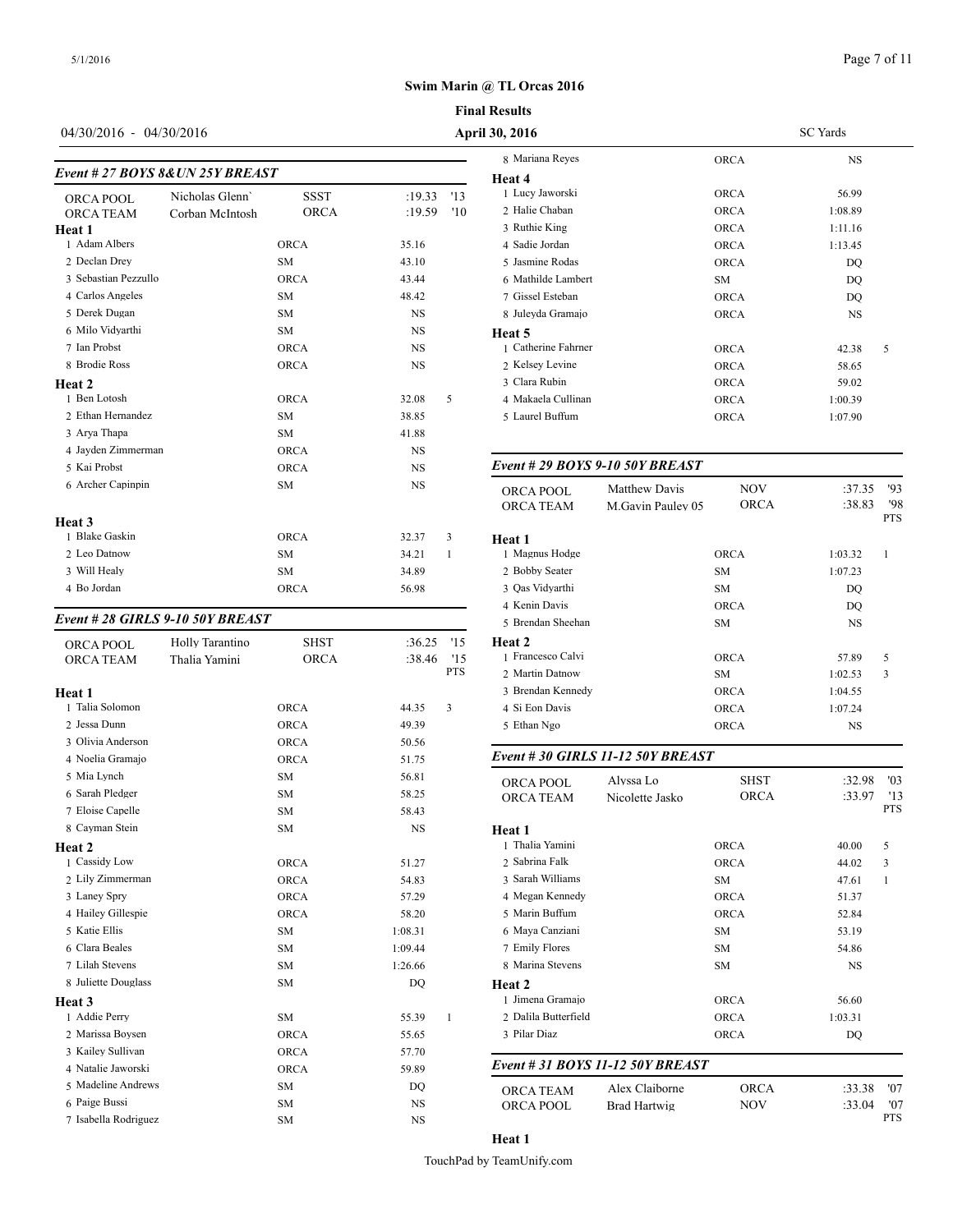**Swim Marin @ TL Orcas 2016**

**Final Results**

04/30/2016 - 04/30/2016 — **April 30, 2016** — SC Yards

### *Event # 27 BOYS 8&UN 25Y BREAST*

| | | | | |
|---|---|---|---|---|
| ORCA POOL | Nicholas Glenn` | SSST | :19.33 | '13 |
| ORCA TEAM | Corban McIntosh | ORCA | :19.59 | '10 |

**Heat 1**

| | | | |
|---|---|---|---|
| 1 Adam Albers | ORCA | 35.16 | |
| 2 Declan Drey | SM | 43.10 | |
| 3 Sebastian Pezzullo | ORCA | 43.44 | |
| 4 Carlos Angeles | SM | 48.42 | |
| 5 Derek Dugan | SM | NS | |
| 6 Milo Vidyarthi | SM | NS | |
| 7 Ian Probst | ORCA | NS | |
| 8 Brodie Ross | ORCA | NS | |

**Heat 2**

| | | | |
|---|---|---|---|
| 1 Ben Lotosh | ORCA | 32.08 | 5 |
| 2 Ethan Hernandez | SM | 38.85 | |
| 3 Arya Thapa | SM | 41.88 | |
| 4 Jayden Zimmerman | ORCA | NS | |
| 5 Kai Probst | ORCA | NS | |
| 6 Archer Capinpin | SM | NS | |

**Heat 3**

| | | | |
|---|---|---|---|
| 1 Blake Gaskin | ORCA | 32.37 | 3 |
| 2 Leo Datnow | SM | 34.21 | 1 |
| 3 Will Healy | SM | 34.89 | |
| 4 Bo Jordan | ORCA | 56.98 | |

### *Event # 28 GIRLS 9-10 50Y BREAST*

| | | | | |
|---|---|---|---|---|
| ORCA POOL | Holly Tarantino | SHST | :36.25 | '15 |
| ORCA TEAM | Thalia Yamini | ORCA | :38.46 | '15 PTS |

**Heat 1**

| | | | |
|---|---|---|---|
| 1 Talia Solomon | ORCA | 44.35 | 3 |
| 2 Jessa Dunn | ORCA | 49.39 | |
| 3 Olivia Anderson | ORCA | 50.56 | |
| 4 Noelia Gramajo | ORCA | 51.75 | |
| 5 Mia Lynch | SM | 56.81 | |
| 6 Sarah Pledger | SM | 58.25 | |
| 7 Eloise Capelle | SM | 58.43 | |
| 8 Cayman Stein | SM | NS | |

**Heat 2**

| | | | |
|---|---|---|---|
| 1 Cassidy Low | ORCA | 51.27 | |
| 2 Lily Zimmerman | ORCA | 54.83 | |
| 3 Laney Spry | ORCA | 57.29 | |
| 4 Hailey Gillespie | ORCA | 58.20 | |
| 5 Katie Ellis | SM | 1:08.31 | |
| 6 Clara Beales | SM | 1:09.44 | |
| 7 Lilah Stevens | SM | 1:26.66 | |
| 8 Juliette Douglass | SM | DQ | |

**Heat 3**

| | | | |
|---|---|---|---|
| 1 Addie Perry | SM | 55.39 | 1 |
| 2 Marissa Boysen | ORCA | 55.65 | |
| 3 Kailey Sullivan | ORCA | 57.70 | |
| 4 Natalie Jaworski | ORCA | 59.89 | |
| 5 Madeline Andrews | SM | DQ | |
| 6 Paige Bussi | SM | NS | |
| 7 Isabella Rodriguez | SM | NS | |
| 8 Mariana Reyes | ORCA | NS | |

**Heat 4**

| | | | |
|---|---|---|---|
| 1 Lucy Jaworski | ORCA | 56.99 | |
| 2 Halie Chaban | ORCA | 1:08.89 | |
| 3 Ruthie King | ORCA | 1:11.16 | |
| 4 Sadie Jordan | ORCA | 1:13.45 | |
| 5 Jasmine Rodas | ORCA | DQ | |
| 6 Mathilde Lambert | SM | DQ | |
| 7 Gissel Esteban | ORCA | DQ | |
| 8 Juleyda Gramajo | ORCA | NS | |

**Heat 5**

| | | | |
|---|---|---|---|
| 1 Catherine Fahrner | ORCA | 42.38 | 5 |
| 2 Kelsey Levine | ORCA | 58.65 | |
| 3 Clara Rubin | ORCA | 59.02 | |
| 4 Makaela Cullinan | ORCA | 1:00.39 | |
| 5 Laurel Buffum | ORCA | 1:07.90 | |

### *Event # 29 BOYS 9-10 50Y BREAST*

| | | | | |
|---|---|---|---|---|
| ORCA POOL | Matthew Davis | NOV | :37.35 | '93 |
| ORCA TEAM | M.Gavin Pauley 05 | ORCA | :38.83 | '98 PTS |

**Heat 1**

| | | | |
|---|---|---|---|
| 1 Magnus Hodge | ORCA | 1:03.32 | 1 |
| 2 Bobby Seater | SM | 1:07.23 | |
| 3 Qas Vidyarthi | SM | DQ | |
| 4 Kenin Davis | ORCA | DQ | |
| 5 Brendan Sheehan | SM | NS | |

**Heat 2**

| | | | |
|---|---|---|---|
| 1 Francesco Calvi | ORCA | 57.89 | 5 |
| 2 Martin Datnow | SM | 1:02.53 | 3 |
| 3 Brendan Kennedy | ORCA | 1:04.55 | |
| 4 Si Eon Davis | ORCA | 1:07.24 | |
| 5 Ethan Ngo | ORCA | NS | |

### *Event # 30 GIRLS 11-12 50Y BREAST*

| | | | | |
|---|---|---|---|---|
| ORCA POOL | Alyssa Lo | SHST | :32.98 | '03 |
| ORCA TEAM | Nicolette Jasko | ORCA | :33.97 | '13 PTS |

**Heat 1**

| | | | |
|---|---|---|---|
| 1 Thalia Yamini | ORCA | 40.00 | 5 |
| 2 Sabrina Falk | ORCA | 44.02 | 3 |
| 3 Sarah Williams | SM | 47.61 | 1 |
| 4 Megan Kennedy | ORCA | 51.37 | |
| 5 Marin Buffum | ORCA | 52.84 | |
| 6 Maya Canziani | SM | 53.19 | |
| 7 Emily Flores | SM | 54.86 | |
| 8 Marina Stevens | SM | NS | |

**Heat 2**

| | | | |
|---|---|---|---|
| 1 Jimena Gramajo | ORCA | 56.60 | |
| 2 Dalila Butterfield | ORCA | 1:03.31 | |
| 3 Pilar Diaz | ORCA | DQ | |

### *Event # 31 BOYS 11-12 50Y BREAST*

| | | | | |
|---|---|---|---|---|
| ORCA TEAM | Alex Claiborne | ORCA | :33.38 | '07 |
| ORCA POOL | Brad Hartwig | NOV | :33.04 | '07 PTS |

**Heat 1**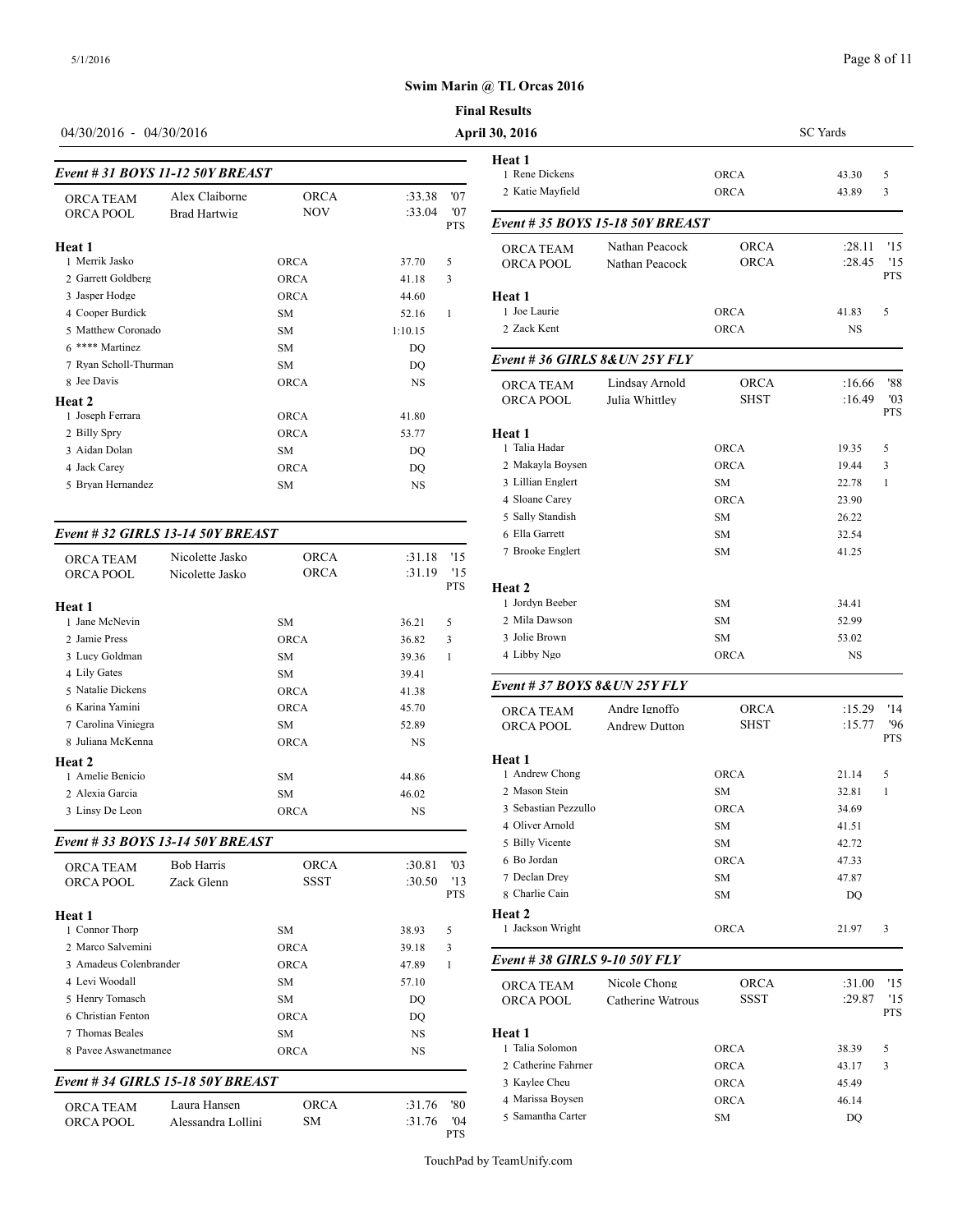# Swim Marin @ TL Orcas 2016

## Final Results

04/30/2016 - 04/30/2016 | April 30, 2016 | SC Yards

### Event # 31 BOYS 11-12 50Y BREAST

| | | | | |
|---|---|---|---|---|
| ORCA TEAM | Alex Claiborne | ORCA | :33.38 | '07 |
| ORCA POOL | Brad Hartwig | NOV | :33.04 | '07 |
| | | | | PTS |

**Heat 1**

| | | | |
|---|---|---|---|
| 1 Merrik Jasko | ORCA | 37.70 | 5 |
| 2 Garrett Goldberg | ORCA | 41.18 | 3 |
| 3 Jasper Hodge | ORCA | 44.60 | |
| 4 Cooper Burdick | SM | 52.16 | 1 |
| 5 Matthew Coronado | SM | 1:10.15 | |
| 6 **** Martinez | SM | DQ | |
| 7 Ryan Scholl-Thurman | SM | DQ | |
| 8 Jee Davis | ORCA | NS | |

**Heat 2**

| | | | |
|---|---|---|---|
| 1 Joseph Ferrara | ORCA | 41.80 | |
| 2 Billy Spry | ORCA | 53.77 | |
| 3 Aidan Dolan | SM | DQ | |
| 4 Jack Carey | ORCA | DQ | |
| 5 Bryan Hernandez | SM | NS | |

### Event # 32 GIRLS 13-14 50Y BREAST

| | | | | |
|---|---|---|---|---|
| ORCA TEAM | Nicolette Jasko | ORCA | :31.18 | '15 |
| ORCA POOL | Nicolette Jasko | ORCA | :31.19 | '15 |
| | | | | PTS |

**Heat 1**

| | | | |
|---|---|---|---|
| 1 Jane McNevin | SM | 36.21 | 5 |
| 2 Jamie Press | ORCA | 36.82 | 3 |
| 3 Lucy Goldman | SM | 39.36 | 1 |
| 4 Lily Gates | SM | 39.41 | |
| 5 Natalie Dickens | ORCA | 41.38 | |
| 6 Karina Yamini | ORCA | 45.70 | |
| 7 Carolina Viniegra | SM | 52.89 | |
| 8 Juliana McKenna | ORCA | NS | |

**Heat 2**

| | | | |
|---|---|---|---|
| 1 Amelie Benicio | SM | 44.86 | |
| 2 Alexia Garcia | SM | 46.02 | |
| 3 Linsy De Leon | ORCA | NS | |

### Event # 33 BOYS 13-14 50Y BREAST

| | | | | |
|---|---|---|---|---|
| ORCA TEAM | Bob Harris | ORCA | :30.81 | '03 |
| ORCA POOL | Zack Glenn | SSST | :30.50 | '13 |
| | | | | PTS |

**Heat 1**

| | | | |
|---|---|---|---|
| 1 Connor Thorp | SM | 38.93 | 5 |
| 2 Marco Salvemini | ORCA | 39.18 | 3 |
| 3 Amadeus Colenbrander | ORCA | 47.89 | 1 |
| 4 Levi Woodall | SM | 57.10 | |
| 5 Henry Tomasch | SM | DQ | |
| 6 Christian Fenton | ORCA | DQ | |
| 7 Thomas Beales | SM | NS | |
| 8 Pavee Aswanetmanee | ORCA | NS | |

### Event # 34 GIRLS 15-18 50Y BREAST

| | | | | |
|---|---|---|---|---|
| ORCA TEAM | Laura Hansen | ORCA | :31.76 | '80 |
| ORCA POOL | Alessandra Lollini | SM | :31.76 | '04 |
| | | | | PTS |

**Heat 1**

| | | | |
|---|---|---|---|
| 1 Rene Dickens | ORCA | 43.30 | 5 |
| 2 Katie Mayfield | ORCA | 43.89 | 3 |

### Event # 35 BOYS 15-18 50Y BREAST

| | | | | |
|---|---|---|---|---|
| ORCA TEAM | Nathan Peacock | ORCA | :28.11 | '15 |
| ORCA POOL | Nathan Peacock | ORCA | :28.45 | '15 |
| | | | | PTS |

**Heat 1**

| | | | |
|---|---|---|---|
| 1 Joe Laurie | ORCA | 41.83 | 5 |
| 2 Zack Kent | ORCA | NS | |

### Event # 36 GIRLS 8&UN 25Y FLY

| | | | | |
|---|---|---|---|---|
| ORCA TEAM | Lindsay Arnold | ORCA | :16.66 | '88 |
| ORCA POOL | Julia Whittley | SHST | :16.49 | '03 |
| | | | | PTS |

**Heat 1**

| | | | |
|---|---|---|---|
| 1 Talia Hadar | ORCA | 19.35 | 5 |
| 2 Makayla Boysen | ORCA | 19.44 | 3 |
| 3 Lillian Englert | SM | 22.78 | 1 |
| 4 Sloane Carey | ORCA | 23.90 | |
| 5 Sally Standish | SM | 26.22 | |
| 6 Ella Garrett | SM | 32.54 | |
| 7 Brooke Englert | SM | 41.25 | |

**Heat 2**

| | | | |
|---|---|---|---|
| 1 Jordyn Beeber | SM | 34.41 | |
| 2 Mila Dawson | SM | 52.99 | |
| 3 Jolie Brown | SM | 53.02 | |
| 4 Libby Ngo | ORCA | NS | |

### Event # 37 BOYS 8&UN 25Y FLY

| | | | | |
|---|---|---|---|---|
| ORCA TEAM | Andre Ignoffo | ORCA | :15.29 | '14 |
| ORCA POOL | Andrew Dutton | SHST | :15.77 | '96 |
| | | | | PTS |

**Heat 1**

| | | | |
|---|---|---|---|
| 1 Andrew Chong | ORCA | 21.14 | 5 |
| 2 Mason Stein | SM | 32.81 | 1 |
| 3 Sebastian Pezzullo | ORCA | 34.69 | |
| 4 Oliver Arnold | SM | 41.51 | |
| 5 Billy Vicente | SM | 42.72 | |
| 6 Bo Jordan | ORCA | 47.33 | |
| 7 Declan Drey | SM | 47.87 | |
| 8 Charlie Cain | SM | DQ | |

**Heat 2**

| | | | |
|---|---|---|---|
| 1 Jackson Wright | ORCA | 21.97 | 3 |

### Event # 38 GIRLS 9-10 50Y FLY

| | | | | |
|---|---|---|---|---|
| ORCA TEAM | Nicole Chong | ORCA | :31.00 | '15 |
| ORCA POOL | Catherine Watrous | SSST | :29.87 | '15 |
| | | | | PTS |

**Heat 1**

| | | | |
|---|---|---|---|
| 1 Talia Solomon | ORCA | 38.39 | 5 |
| 2 Catherine Fahrner | ORCA | 43.17 | 3 |
| 3 Kaylee Cheu | ORCA | 45.49 | |
| 4 Marissa Boysen | ORCA | 46.14 | |
| 5 Samantha Carter | SM | DQ | |

TouchPad by TeamUnify.com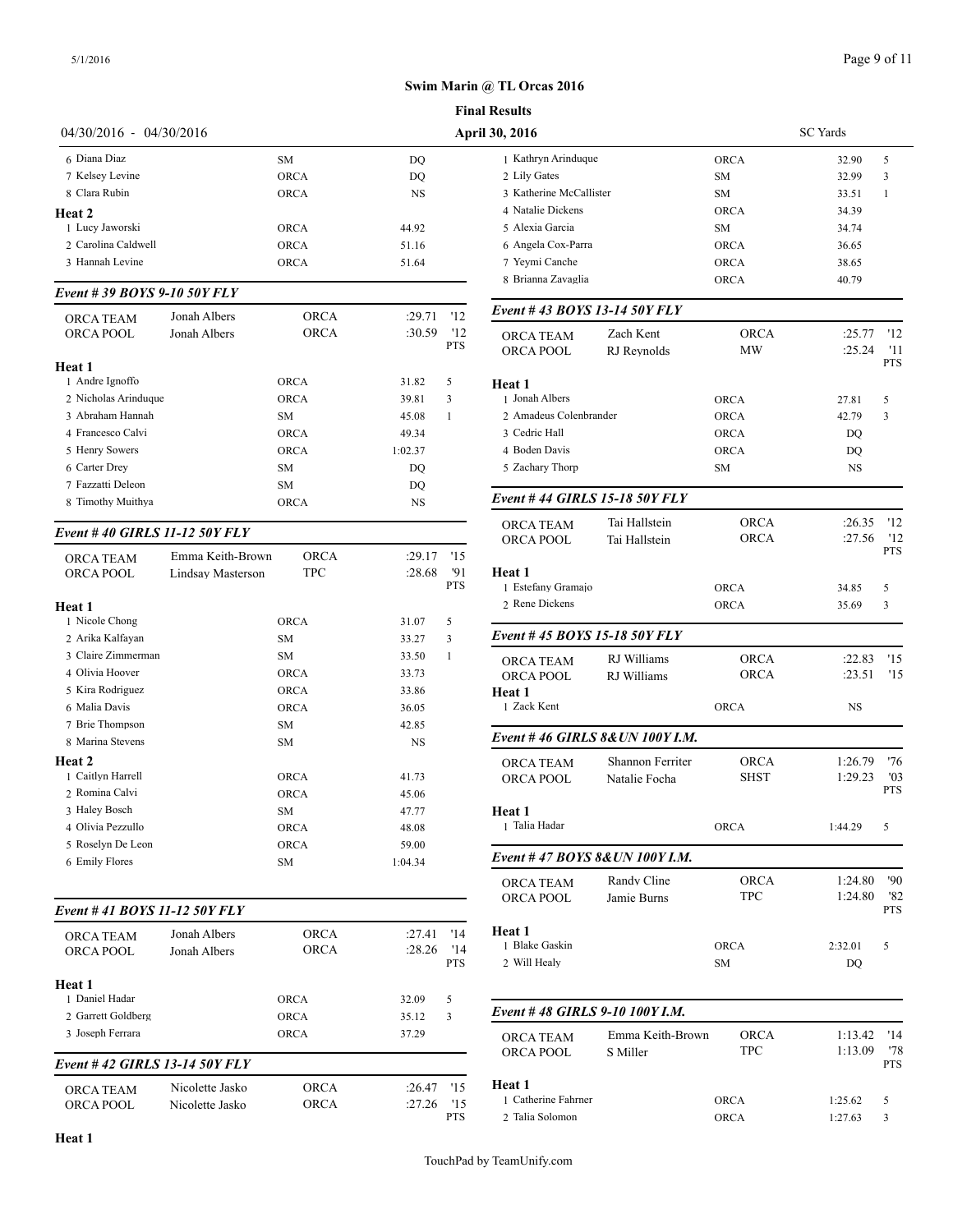# Swim Marin @ TL Orcas 2016

## Final Results

04/30/2016 - 04/30/2016 — April 30, 2016 — SC Yards

| | | | | |
|---|---|---|---|---|
| 6 Diana Diaz | | SM | DQ | |
| 7 Kelsey Levine | | ORCA | DQ | |
| 8 Clara Rubin | | ORCA | NS | |

**Heat 2**

| | | | | |
|---|---|---|---|---|
| 1 Lucy Jaworski | | ORCA | 44.92 | |
| 2 Carolina Caldwell | | ORCA | 51.16 | |
| 3 Hannah Levine | | ORCA | 51.64 | |

### *Event # 39 BOYS 9-10 50Y FLY*

| | | | | |
|---|---|---|---|---|
| ORCA TEAM | Jonah Albers | ORCA | :29.71 | '12 |
| ORCA POOL | Jonah Albers | ORCA | :30.59 | '12 PTS |

**Heat 1**

| | | | | |
|---|---|---|---|---|
| 1 Andre Ignoffo | | ORCA | 31.82 | 5 |
| 2 Nicholas Arinduque | | ORCA | 39.81 | 3 |
| 3 Abraham Hannah | | SM | 45.08 | 1 |
| 4 Francesco Calvi | | ORCA | 49.34 | |
| 5 Henry Sowers | | ORCA | 1:02.37 | |
| 6 Carter Drey | | SM | DQ | |
| 7 Fazzatti Deleon | | SM | DQ | |
| 8 Timothy Muithya | | ORCA | NS | |

### *Event # 40 GIRLS 11-12 50Y FLY*

| | | | | |
|---|---|---|---|---|
| ORCA TEAM | Emma Keith-Brown | ORCA | :29.17 | '15 |
| ORCA POOL | Lindsay Masterson | TPC | :28.68 | '91 PTS |

**Heat 1**

| | | | | |
|---|---|---|---|---|
| 1 Nicole Chong | | ORCA | 31.07 | 5 |
| 2 Arika Kalfayan | | SM | 33.27 | 3 |
| 3 Claire Zimmerman | | SM | 33.50 | 1 |
| 4 Olivia Hoover | | ORCA | 33.73 | |
| 5 Kira Rodriguez | | ORCA | 33.86 | |
| 6 Malia Davis | | ORCA | 36.05 | |
| 7 Brie Thompson | | SM | 42.85 | |
| 8 Marina Stevens | | SM | NS | |

**Heat 2**

| | | | | |
|---|---|---|---|---|
| 1 Caitlyn Harrell | | ORCA | 41.73 | |
| 2 Romina Calvi | | ORCA | 45.06 | |
| 3 Haley Bosch | | SM | 47.77 | |
| 4 Olivia Pezzullo | | ORCA | 48.08 | |
| 5 Roselyn De Leon | | ORCA | 59.00 | |
| 6 Emily Flores | | SM | 1:04.34 | |

### *Event # 41 BOYS 11-12 50Y FLY*

| | | | | |
|---|---|---|---|---|
| ORCA TEAM | Jonah Albers | ORCA | :27.41 | '14 |
| ORCA POOL | Jonah Albers | ORCA | :28.26 | '14 PTS |

**Heat 1**

| | | | | |
|---|---|---|---|---|
| 1 Daniel Hadar | | ORCA | 32.09 | 5 |
| 2 Garrett Goldberg | | ORCA | 35.12 | 3 |
| 3 Joseph Ferrara | | ORCA | 37.29 | |

### *Event # 42 GIRLS 13-14 50Y FLY*

| | | | | |
|---|---|---|---|---|
| ORCA TEAM | Nicolette Jasko | ORCA | :26.47 | '15 |
| ORCA POOL | Nicolette Jasko | ORCA | :27.26 | '15 PTS |

**Heat 1**

| | | | | |
|---|---|---|---|---|
| 1 Kathryn Arinduque | | ORCA | 32.90 | 5 |
| 2 Lily Gates | | SM | 32.99 | 3 |
| 3 Katherine McCallister | | SM | 33.51 | 1 |
| 4 Natalie Dickens | | ORCA | 34.39 | |
| 5 Alexia Garcia | | SM | 34.74 | |
| 6 Angela Cox-Parra | | ORCA | 36.65 | |
| 7 Yeymi Canche | | ORCA | 38.65 | |
| 8 Brianna Zavaglia | | ORCA | 40.79 | |

### *Event # 43 BOYS 13-14 50Y FLY*

| | | | | |
|---|---|---|---|---|
| ORCA TEAM | Zach Kent | ORCA | :25.77 | '12 |
| ORCA POOL | RJ Reynolds | MW | :25.24 | '11 PTS |

**Heat 1**

| | | | | |
|---|---|---|---|---|
| 1 Jonah Albers | | ORCA | 27.81 | 5 |
| 2 Amadeus Colenbrander | | ORCA | 42.79 | 3 |
| 3 Cedric Hall | | ORCA | DQ | |
| 4 Boden Davis | | ORCA | DQ | |
| 5 Zachary Thorp | | SM | NS | |

### *Event # 44 GIRLS 15-18 50Y FLY*

| | | | | |
|---|---|---|---|---|
| ORCA TEAM | Tai Hallstein | ORCA | :26.35 | '12 |
| ORCA POOL | Tai Hallstein | ORCA | :27.56 | '12 PTS |

**Heat 1**

| | | | | |
|---|---|---|---|---|
| 1 Estefany Gramajo | | ORCA | 34.85 | 5 |
| 2 Rene Dickens | | ORCA | 35.69 | 3 |

### *Event # 45 BOYS 15-18 50Y FLY*

| | | | | |
|---|---|---|---|---|
| ORCA TEAM | RJ Williams | ORCA | :22.83 | '15 |
| ORCA POOL | RJ Williams | ORCA | :23.51 | '15 |

**Heat 1**

| | | | | |
|---|---|---|---|---|
| 1 Zack Kent | | ORCA | NS | |

### *Event # 46 GIRLS 8&UN 100Y I.M.*

| | | | | |
|---|---|---|---|---|
| ORCA TEAM | Shannon Ferriter | ORCA | 1:26.79 | '76 |
| ORCA POOL | Natalie Focha | SHST | 1:29.23 | '03 PTS |

**Heat 1**

| | | | | |
|---|---|---|---|---|
| 1 Talia Hadar | | ORCA | 1:44.29 | 5 |

### *Event # 47 BOYS 8&UN 100Y I.M.*

| | | | | |
|---|---|---|---|---|
| ORCA TEAM | Randy Cline | ORCA | 1:24.80 | '90 |
| ORCA POOL | Jamie Burns | TPC | 1:24.80 | '82 PTS |

**Heat 1**

| | | | | |
|---|---|---|---|---|
| 1 Blake Gaskin | | ORCA | 2:32.01 | 5 |
| 2 Will Healy | | SM | DQ | |

### *Event # 48 GIRLS 9-10 100Y I.M.*

| | | | | |
|---|---|---|---|---|
| ORCA TEAM | Emma Keith-Brown | ORCA | 1:13.42 | '14 |
| ORCA POOL | S Miller | TPC | 1:13.09 | '78 PTS |

**Heat 1**

| | | | | |
|---|---|---|---|---|
| 1 Catherine Fahrner | | ORCA | 1:25.62 | 5 |
| 2 Talia Solomon | | ORCA | 1:27.63 | 3 |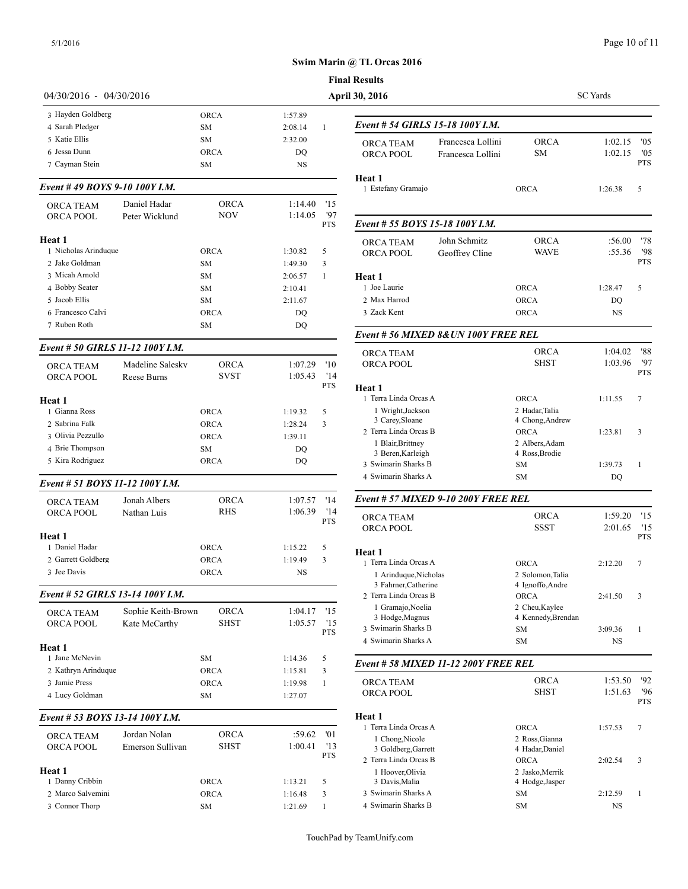# Swim Marin @ TL Orcas 2016

## Final Results

04/30/2016 - 04/30/2016 **April 30, 2016** SC Yards

| | | | |
|---|---|---|---|
| 3 Hayden Goldberg | ORCA | 1:57.89 | |
| 4 Sarah Pledger | SM | 2:08.14 | 1 |
| 5 Katie Ellis | SM | 2:32.00 | |
| 6 Jessa Dunn | ORCA | DQ | |
| 7 Cayman Stein | SM | NS | |

### *Event # 49 BOYS 9-10 100Y I.M.*

| | | | | |
|---|---|---|---|---|
| ORCA TEAM | Daniel Hadar | ORCA | 1:14.40 | '15 |
| ORCA POOL | Peter Wicklund | NOV | 1:14.05 | '97 PTS |

**Heat 1**

| | | | |
|---|---|---|---|
| 1 Nicholas Arinduque | ORCA | 1:30.82 | 5 |
| 2 Jake Goldman | SM | 1:49.30 | 3 |
| 3 Micah Arnold | SM | 2:06.57 | 1 |
| 4 Bobby Seater | SM | 2:10.41 | |
| 5 Jacob Ellis | SM | 2:11.67 | |
| 6 Francesco Calvi | ORCA | DQ | |
| 7 Ruben Roth | SM | DQ | |

### *Event # 50 GIRLS 11-12 100Y I.M.*

| | | | | |
|---|---|---|---|---|
| ORCA TEAM | Madeline Salesky | ORCA | 1:07.29 | '10 |
| ORCA POOL | Reese Burns | SVST | 1:05.43 | '14 PTS |

**Heat 1**

| | | | |
|---|---|---|---|
| 1 Gianna Ross | ORCA | 1:19.32 | 5 |
| 2 Sabrina Falk | ORCA | 1:28.24 | 3 |
| 3 Olivia Pezzullo | ORCA | 1:39.11 | |
| 4 Brie Thompson | SM | DQ | |
| 5 Kira Rodriguez | ORCA | DQ | |

### *Event # 51 BOYS 11-12 100Y I.M.*

| | | | | |
|---|---|---|---|---|
| ORCA TEAM | Jonah Albers | ORCA | 1:07.57 | '14 |
| ORCA POOL | Nathan Luis | RHS | 1:06.39 | '14 PTS |

**Heat 1**

| | | | |
|---|---|---|---|
| 1 Daniel Hadar | ORCA | 1:15.22 | 5 |
| 2 Garrett Goldberg | ORCA | 1:19.49 | 3 |
| 3 Jee Davis | ORCA | NS | |

### *Event # 52 GIRLS 13-14 100Y I.M.*

| | | | | |
|---|---|---|---|---|
| ORCA TEAM | Sophie Keith-Brown | ORCA | 1:04.17 | '15 |
| ORCA POOL | Kate McCarthy | SHST | 1:05.57 | '15 PTS |

**Heat 1**

| | | | |
|---|---|---|---|
| 1 Jane McNevin | SM | 1:14.36 | 5 |
| 2 Kathryn Arinduque | ORCA | 1:15.81 | 3 |
| 3 Jamie Press | ORCA | 1:19.98 | 1 |
| 4 Lucy Goldman | SM | 1:27.07 | |

### *Event # 53 BOYS 13-14 100Y I.M.*

| | | | | |
|---|---|---|---|---|
| ORCA TEAM | Jordan Nolan | ORCA | :59.62 | '01 |
| ORCA POOL | Emerson Sullivan | SHST | 1:00.41 | '13 PTS |

**Heat 1**

| | | | |
|---|---|---|---|
| 1 Danny Cribbin | ORCA | 1:13.21 | 5 |
| 2 Marco Salvemini | ORCA | 1:16.48 | 3 |
| 3 Connor Thorp | SM | 1:21.69 | 1 |

### *Event # 54 GIRLS 15-18 100Y I.M.*

| | | | | |
|---|---|---|---|---|
| ORCA TEAM | Francesca Lollini | ORCA | 1:02.15 | '05 |
| ORCA POOL | Francesca Lollini | SM | 1:02.15 | '05 PTS |

**Heat 1**

| | | | |
|---|---|---|---|
| 1 Estefany Gramajo | ORCA | 1:26.38 | 5 |

### *Event # 55 BOYS 15-18 100Y I.M.*

| | | | | |
|---|---|---|---|---|
| ORCA TEAM | John Schmitz | ORCA | :56.00 | '78 |
| ORCA POOL | Geoffrey Cline | WAVE | :55.36 | '98 PTS |

**Heat 1**

| | | | |
|---|---|---|---|
| 1 Joe Laurie | ORCA | 1:28.47 | 5 |
| 2 Max Harrod | ORCA | DQ | |
| 3 Zack Kent | ORCA | NS | |

### *Event # 56 MIXED 8&UN 100Y FREE REL*

| | | | |
|---|---|---|---|
| ORCA TEAM | ORCA | 1:04.02 | '88 |
| ORCA POOL | SHST | 1:03.96 | '97 PTS |

**Heat 1**

| | | | |
|---|---|---|---|
| 1 Terra Linda Orcas A | ORCA | 1:11.55 | 7 |
| 1 Wright,Jackson | 2 Hadar,Talia | | |
| 3 Carey,Sloane | 4 Chong,Andrew | | |
| 2 Terra Linda Orcas B | ORCA | 1:23.81 | 3 |
| 1 Blair,Brittney | 2 Albers,Adam | | |
| 3 Beren,Karleigh | 4 Ross,Brodie | | |
| 3 Swimarin Sharks B | SM | 1:39.73 | 1 |
| 4 Swimarin Sharks A | SM | DQ | |

### *Event # 57 MIXED 9-10 200Y FREE REL*

| | | | |
|---|---|---|---|
| ORCA TEAM | ORCA | 1:59.20 | '15 |
| ORCA POOL | SSST | 2:01.65 | '15 PTS |

**Heat 1**

| | | | |
|---|---|---|---|
| 1 Terra Linda Orcas A | ORCA | 2:12.20 | 7 |
| 1 Arinduque,Nicholas | 2 Solomon,Talia | | |
| 3 Fahrner,Catherine | 4 Ignoffo,Andre | | |
| 2 Terra Linda Orcas B | ORCA | 2:41.50 | 3 |
| 1 Gramajo,Noelia | 2 Cheu,Kaylee | | |
| 3 Hodge,Magnus | 4 Kennedy,Brendan | | |
| 3 Swimarin Sharks B | SM | 3:09.36 | 1 |
| 4 Swimarin Sharks A | SM | NS | |

### *Event # 58 MIXED 11-12 200Y FREE REL*

| | | | |
|---|---|---|---|
| ORCA TEAM | ORCA | 1:53.50 | '92 |
| ORCA POOL | SHST | 1:51.63 | '96 PTS |

**Heat 1**

| | | | |
|---|---|---|---|
| 1 Terra Linda Orcas A | ORCA | 1:57.53 | 7 |
| 1 Chong,Nicole | 2 Ross,Gianna | | |
| 3 Goldberg,Garrett | 4 Hadar,Daniel | | |
| 2 Terra Linda Orcas B | ORCA | 2:02.54 | 3 |
| 1 Hoover,Olivia | 2 Jasko,Merrik | | |
| 3 Davis,Malia | 4 Hodge,Jasper | | |
| 3 Swimarin Sharks A | SM | 2:12.59 | 1 |
| 4 Swimarin Sharks B | SM | NS | |

TouchPad by TeamUnify.com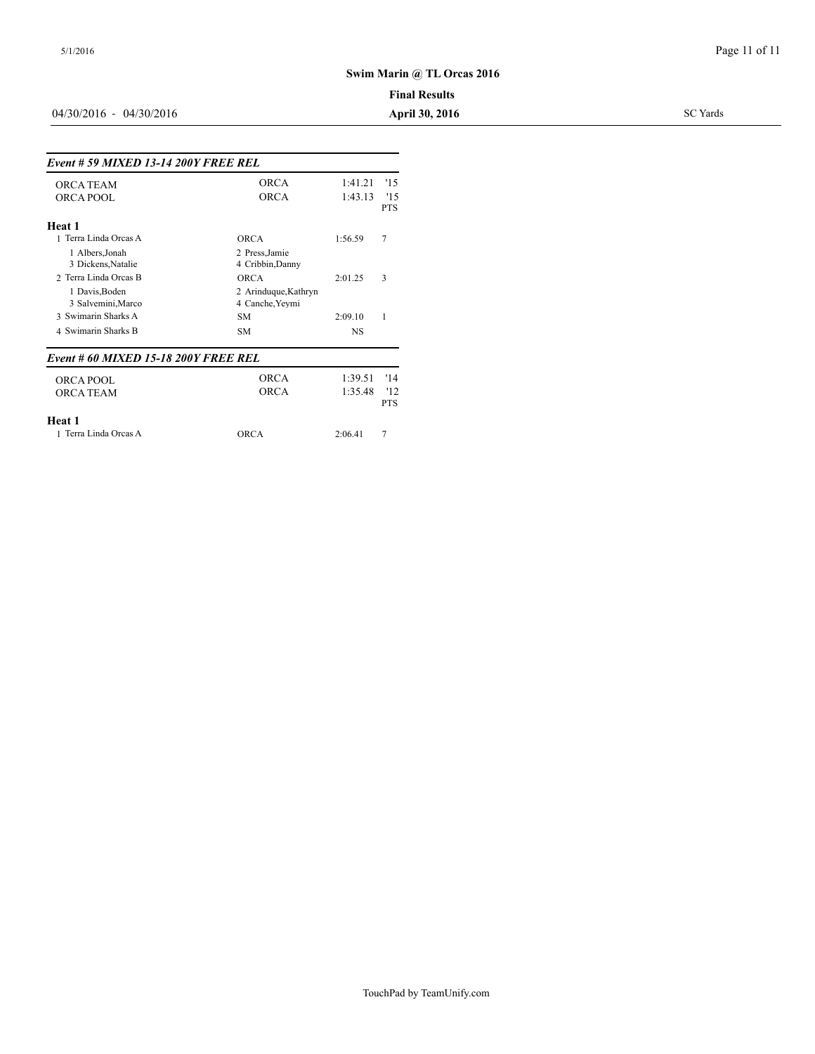**Swim Marin @ TL Orcas 2016**

**Final Results**

04/30/2016 - 04/30/2016 **April 30, 2016** SC Yards

*Event # 59 MIXED 13-14 200Y FREE REL*

| | | | |
|---|---|---|---|
| ORCA TEAM | ORCA | 1:41.21 | '15 |
| ORCA POOL | ORCA | 1:43.13 | '15 |
| | | | PTS |

**Heat 1**

| | | | |
|---|---|---|---|
| 1 Terra Linda Orcas A | ORCA | 1:56.59 | 7 |
| 1 Albers,Jonah | 2 Press,Jamie | | |
| 3 Dickens,Natalie | 4 Cribbin,Danny | | |
| 2 Terra Linda Orcas B | ORCA | 2:01.25 | 3 |
| 1 Davis,Boden | 2 Arinduque,Kathryn | | |
| 3 Salvemini,Marco | 4 Canche,Yeymi | | |
| 3 Swimarin Sharks A | SM | 2:09.10 | 1 |
| 4 Swimarin Sharks B | SM | NS | |

*Event # 60 MIXED 15-18 200Y FREE REL*

| | | | |
|---|---|---|---|
| ORCA POOL | ORCA | 1:39.51 | '14 |
| ORCA TEAM | ORCA | 1:35.48 | '12 |
| | | | PTS |

**Heat 1**

| | | | |
|---|---|---|---|
| 1 Terra Linda Orcas A | ORCA | 2:06.41 | 7 |

TouchPad by TeamUnify.com